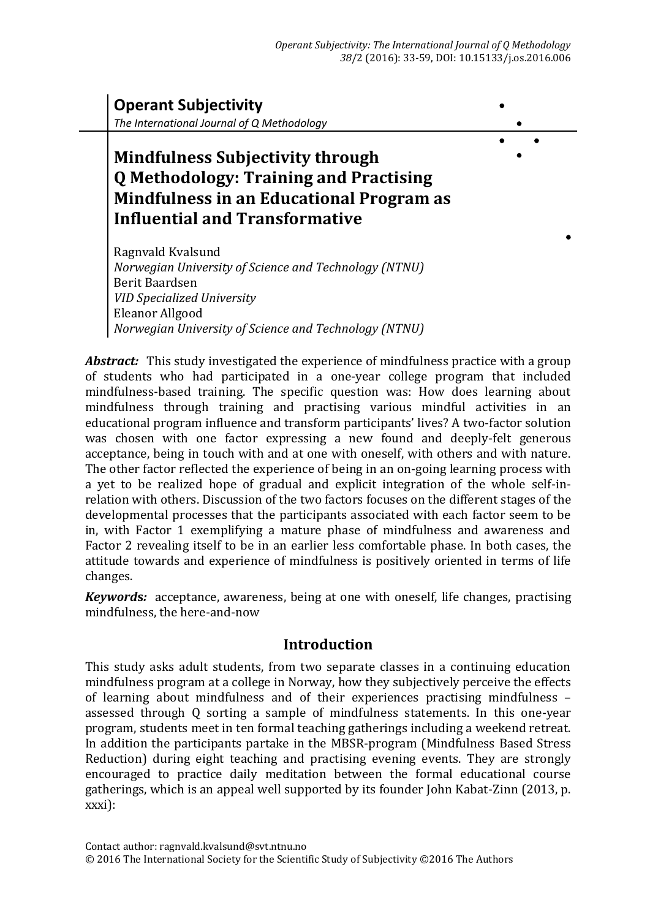**Operant Subjectivity**

*The International Journal of Q Methodology*

# Mindfulness Subjectivity through Q Methodology: Training and Practising Mindfulness in an Educational Program as Influential and Transformative

Ragnvald Kvalsund
*Norwegian University of Science and Technology (NTNU)*
Berit Baardsen
*VID Specialized University*
Eleanor Allgood
*Norwegian University of Science and Technology (NTNU)*

***Abstract:*** This study investigated the experience of mindfulness practice with a group of students who had participated in a one-year college program that included mindfulness-based training. The specific question was: How does learning about mindfulness through training and practising various mindful activities in an educational program influence and transform participants' lives? A two-factor solution was chosen with one factor expressing a new found and deeply-felt generous acceptance, being in touch with and at one with oneself, with others and with nature. The other factor reflected the experience of being in an on-going learning process with a yet to be realized hope of gradual and explicit integration of the whole self-in-relation with others. Discussion of the two factors focuses on the different stages of the developmental processes that the participants associated with each factor seem to be in, with Factor 1 exemplifying a mature phase of mindfulness and awareness and Factor 2 revealing itself to be in an earlier less comfortable phase. In both cases, the attitude towards and experience of mindfulness is positively oriented in terms of life changes.

***Keywords:*** acceptance, awareness, being at one with oneself, life changes, practising mindfulness, the here-and-now

## Introduction

This study asks adult students, from two separate classes in a continuing education mindfulness program at a college in Norway, how they subjectively perceive the effects of learning about mindfulness and of their experiences practising mindfulness – assessed through Q sorting a sample of mindfulness statements. In this one-year program, students meet in ten formal teaching gatherings including a weekend retreat. In addition the participants partake in the MBSR-program (Mindfulness Based Stress Reduction) during eight teaching and practising evening events. They are strongly encouraged to practice daily meditation between the formal educational course gatherings, which is an appeal well supported by its founder John Kabat-Zinn (2013, p. xxxi):

Contact author: ragnvald.kvalsund@svt.ntnu.no
© 2016 The International Society for the Scientific Study of Subjectivity ©2016 The Authors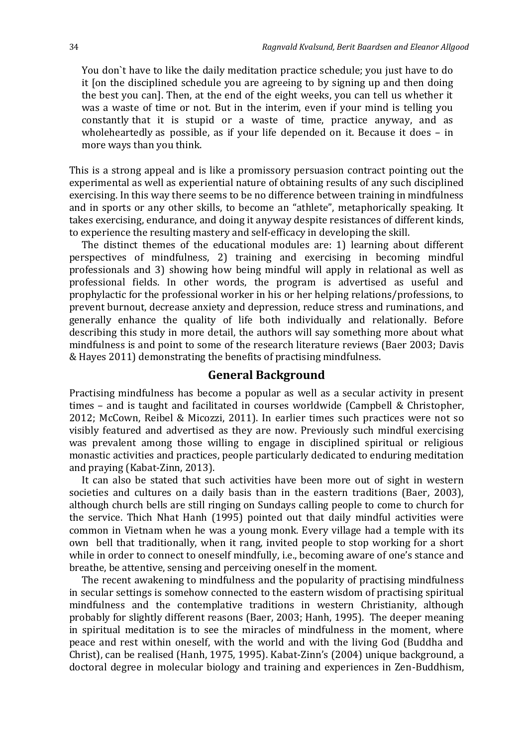> You don`t have to like the daily meditation practice schedule; you just have to do it [on the disciplined schedule you are agreeing to by signing up and then doing the best you can]. Then, at the end of the eight weeks, you can tell us whether it was a waste of time or not. But in the interim, even if your mind is telling you constantly that it is stupid or a waste of time, practice anyway, and as wholeheartedly as possible, as if your life depended on it. Because it does – in more ways than you think.

This is a strong appeal and is like a promissory persuasion contract pointing out the experimental as well as experiential nature of obtaining results of any such disciplined exercising. In this way there seems to be no difference between training in mindfulness and in sports or any other skills, to become an "athlete", metaphorically speaking. It takes exercising, endurance, and doing it anyway despite resistances of different kinds, to experience the resulting mastery and self-efficacy in developing the skill.

The distinct themes of the educational modules are: 1) learning about different perspectives of mindfulness, 2) training and exercising in becoming mindful professionals and 3) showing how being mindful will apply in relational as well as professional fields. In other words, the program is advertised as useful and prophylactic for the professional worker in his or her helping relations/professions, to prevent burnout, decrease anxiety and depression, reduce stress and ruminations, and generally enhance the quality of life both individually and relationally. Before describing this study in more detail, the authors will say something more about what mindfulness is and point to some of the research literature reviews (Baer 2003; Davis & Hayes 2011) demonstrating the benefits of practising mindfulness.

## General Background

Practising mindfulness has become a popular as well as a secular activity in present times – and is taught and facilitated in courses worldwide (Campbell & Christopher, 2012; McCown, Reibel & Micozzi, 2011). In earlier times such practices were not so visibly featured and advertised as they are now. Previously such mindful exercising was prevalent among those willing to engage in disciplined spiritual or religious monastic activities and practices, people particularly dedicated to enduring meditation and praying (Kabat-Zinn, 2013).

It can also be stated that such activities have been more out of sight in western societies and cultures on a daily basis than in the eastern traditions (Baer, 2003), although church bells are still ringing on Sundays calling people to come to church for the service. Thich Nhat Hanh (1995) pointed out that daily mindful activities were common in Vietnam when he was a young monk. Every village had a temple with its own bell that traditionally, when it rang, invited people to stop working for a short while in order to connect to oneself mindfully, i.e., becoming aware of one's stance and breathe, be attentive, sensing and perceiving oneself in the moment.

The recent awakening to mindfulness and the popularity of practising mindfulness in secular settings is somehow connected to the eastern wisdom of practising spiritual mindfulness and the contemplative traditions in western Christianity, although probably for slightly different reasons (Baer, 2003; Hanh, 1995). The deeper meaning in spiritual meditation is to see the miracles of mindfulness in the moment, where peace and rest within oneself, with the world and with the living God (Buddha and Christ), can be realised (Hanh, 1975, 1995). Kabat-Zinn's (2004) unique background, a doctoral degree in molecular biology and training and experiences in Zen-Buddhism,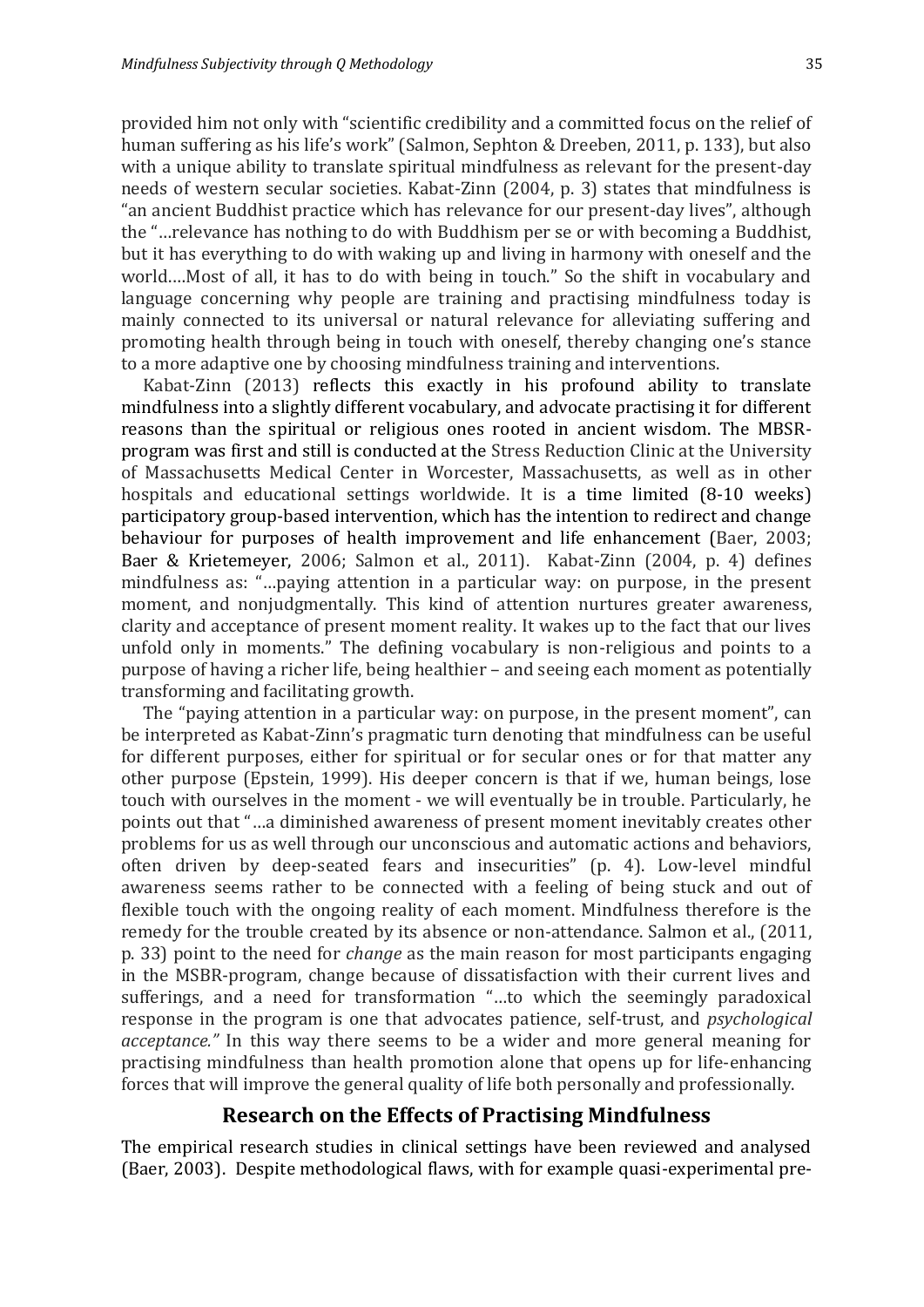provided him not only with "scientific credibility and a committed focus on the relief of human suffering as his life's work" (Salmon, Sephton & Dreeben, 2011, p. 133), but also with a unique ability to translate spiritual mindfulness as relevant for the present-day needs of western secular societies. Kabat-Zinn (2004, p. 3) states that mindfulness is "an ancient Buddhist practice which has relevance for our present-day lives", although the "…relevance has nothing to do with Buddhism per se or with becoming a Buddhist, but it has everything to do with waking up and living in harmony with oneself and the world….Most of all, it has to do with being in touch." So the shift in vocabulary and language concerning why people are training and practising mindfulness today is mainly connected to its universal or natural relevance for alleviating suffering and promoting health through being in touch with oneself, thereby changing one's stance to a more adaptive one by choosing mindfulness training and interventions.

Kabat-Zinn (2013) reflects this exactly in his profound ability to translate mindfulness into a slightly different vocabulary, and advocate practising it for different reasons than the spiritual or religious ones rooted in ancient wisdom. The MBSR-program was first and still is conducted at the Stress Reduction Clinic at the University of Massachusetts Medical Center in Worcester, Massachusetts, as well as in other hospitals and educational settings worldwide. It is a time limited (8-10 weeks) participatory group-based intervention, which has the intention to redirect and change behaviour for purposes of health improvement and life enhancement (Baer, 2003; Baer & Krietemeyer, 2006; Salmon et al., 2011). Kabat-Zinn (2004, p. 4) defines mindfulness as: "…paying attention in a particular way: on purpose, in the present moment, and nonjudgmentally. This kind of attention nurtures greater awareness, clarity and acceptance of present moment reality. It wakes up to the fact that our lives unfold only in moments." The defining vocabulary is non-religious and points to a purpose of having a richer life, being healthier – and seeing each moment as potentially transforming and facilitating growth.

The "paying attention in a particular way: on purpose, in the present moment", can be interpreted as Kabat-Zinn's pragmatic turn denoting that mindfulness can be useful for different purposes, either for spiritual or for secular ones or for that matter any other purpose (Epstein, 1999). His deeper concern is that if we, human beings, lose touch with ourselves in the moment - we will eventually be in trouble. Particularly, he points out that "…a diminished awareness of present moment inevitably creates other problems for us as well through our unconscious and automatic actions and behaviors, often driven by deep-seated fears and insecurities" (p. 4). Low-level mindful awareness seems rather to be connected with a feeling of being stuck and out of flexible touch with the ongoing reality of each moment. Mindfulness therefore is the remedy for the trouble created by its absence or non-attendance. Salmon et al., (2011, p. 33) point to the need for *change* as the main reason for most participants engaging in the MSBR-program, change because of dissatisfaction with their current lives and sufferings, and a need for transformation "…to which the seemingly paradoxical response in the program is one that advocates patience, self-trust, and *psychological acceptance."* In this way there seems to be a wider and more general meaning for practising mindfulness than health promotion alone that opens up for life-enhancing forces that will improve the general quality of life both personally and professionally.

## Research on the Effects of Practising Mindfulness

The empirical research studies in clinical settings have been reviewed and analysed (Baer, 2003). Despite methodological flaws, with for example quasi-experimental pre-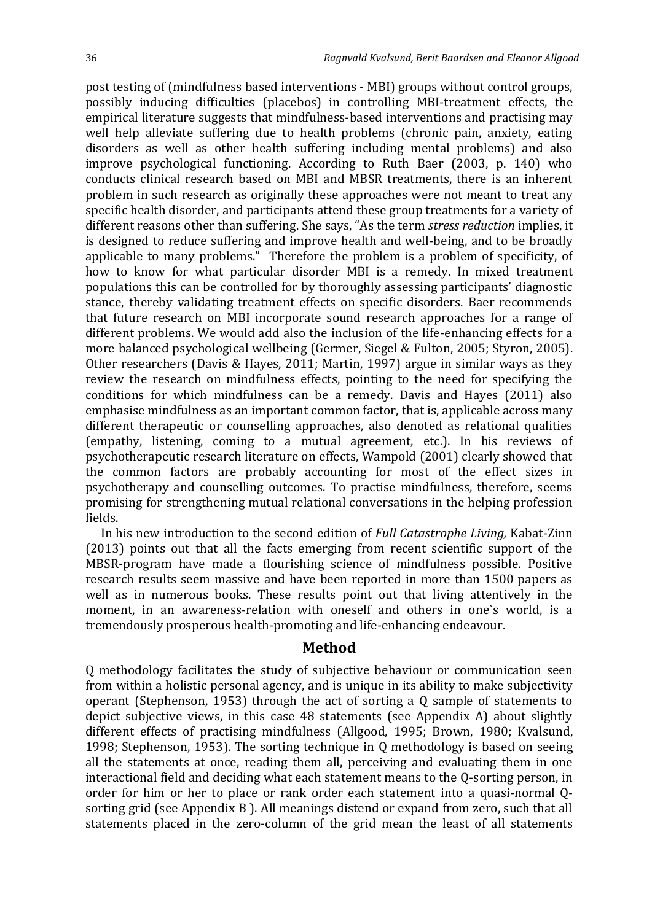post testing of (mindfulness based interventions - MBI) groups without control groups, possibly inducing difficulties (placebos) in controlling MBI-treatment effects, the empirical literature suggests that mindfulness-based interventions and practising may well help alleviate suffering due to health problems (chronic pain, anxiety, eating disorders as well as other health suffering including mental problems) and also improve psychological functioning. According to Ruth Baer (2003, p. 140) who conducts clinical research based on MBI and MBSR treatments, there is an inherent problem in such research as originally these approaches were not meant to treat any specific health disorder, and participants attend these group treatments for a variety of different reasons other than suffering. She says, "As the term *stress reduction* implies, it is designed to reduce suffering and improve health and well-being, and to be broadly applicable to many problems." Therefore the problem is a problem of specificity, of how to know for what particular disorder MBI is a remedy. In mixed treatment populations this can be controlled for by thoroughly assessing participants' diagnostic stance, thereby validating treatment effects on specific disorders. Baer recommends that future research on MBI incorporate sound research approaches for a range of different problems. We would add also the inclusion of the life-enhancing effects for a more balanced psychological wellbeing (Germer, Siegel & Fulton, 2005; Styron, 2005). Other researchers (Davis & Hayes, 2011; Martin, 1997) argue in similar ways as they review the research on mindfulness effects, pointing to the need for specifying the conditions for which mindfulness can be a remedy. Davis and Hayes (2011) also emphasise mindfulness as an important common factor, that is, applicable across many different therapeutic or counselling approaches, also denoted as relational qualities (empathy, listening, coming to a mutual agreement, etc.). In his reviews of psychotherapeutic research literature on effects, Wampold (2001) clearly showed that the common factors are probably accounting for most of the effect sizes in psychotherapy and counselling outcomes. To practise mindfulness, therefore, seems promising for strengthening mutual relational conversations in the helping profession fields.

In his new introduction to the second edition of *Full Catastrophe Living,* Kabat-Zinn (2013) points out that all the facts emerging from recent scientific support of the MBSR-program have made a flourishing science of mindfulness possible. Positive research results seem massive and have been reported in more than 1500 papers as well as in numerous books. These results point out that living attentively in the moment, in an awareness-relation with oneself and others in one`s world, is a tremendously prosperous health-promoting and life-enhancing endeavour.

## Method

Q methodology facilitates the study of subjective behaviour or communication seen from within a holistic personal agency, and is unique in its ability to make subjectivity operant (Stephenson, 1953) through the act of sorting a Q sample of statements to depict subjective views, in this case 48 statements (see Appendix A) about slightly different effects of practising mindfulness (Allgood, 1995; Brown, 1980; Kvalsund, 1998; Stephenson, 1953). The sorting technique in Q methodology is based on seeing all the statements at once, reading them all, perceiving and evaluating them in one interactional field and deciding what each statement means to the Q-sorting person, in order for him or her to place or rank order each statement into a quasi-normal Q-sorting grid (see Appendix B ). All meanings distend or expand from zero, such that all statements placed in the zero-column of the grid mean the least of all statements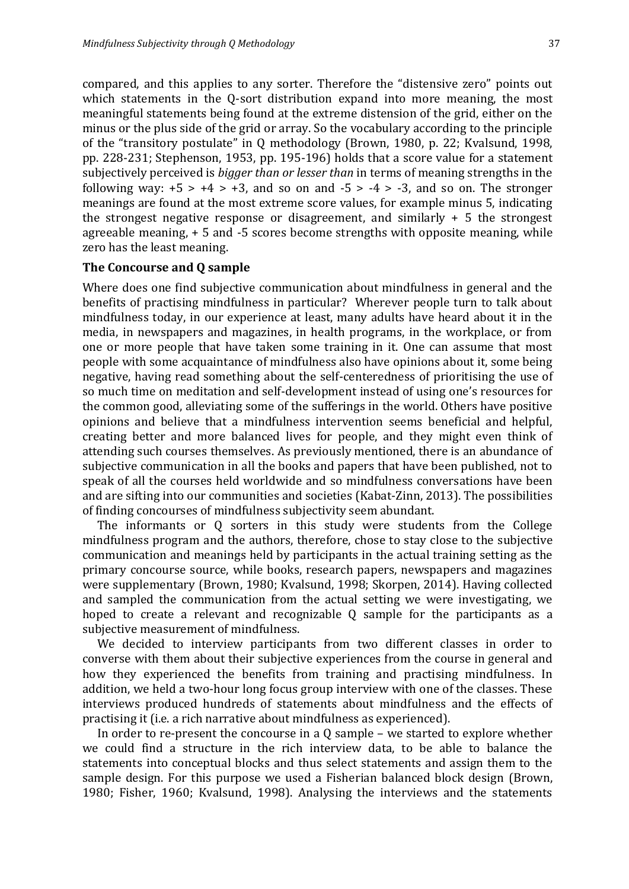compared, and this applies to any sorter. Therefore the "distensive zero" points out which statements in the Q-sort distribution expand into more meaning, the most meaningful statements being found at the extreme distension of the grid, either on the minus or the plus side of the grid or array. So the vocabulary according to the principle of the "transitory postulate" in Q methodology (Brown, 1980, p. 22; Kvalsund, 1998, pp. 228-231; Stephenson, 1953, pp. 195-196) holds that a score value for a statement subjectively perceived is *bigger than or lesser than* in terms of meaning strengths in the following way: $+5 > +4 > +3$, and so on and $-5 > -4 > -3$, and so on. The stronger meanings are found at the most extreme score values, for example minus 5, indicating the strongest negative response or disagreement, and similarly + 5 the strongest agreeable meaning, + 5 and -5 scores become strengths with opposite meaning, while zero has the least meaning.

**The Concourse and Q sample**

Where does one find subjective communication about mindfulness in general and the benefits of practising mindfulness in particular? Wherever people turn to talk about mindfulness today, in our experience at least, many adults have heard about it in the media, in newspapers and magazines, in health programs, in the workplace, or from one or more people that have taken some training in it. One can assume that most people with some acquaintance of mindfulness also have opinions about it, some being negative, having read something about the self-centeredness of prioritising the use of so much time on meditation and self-development instead of using one's resources for the common good, alleviating some of the sufferings in the world. Others have positive opinions and believe that a mindfulness intervention seems beneficial and helpful, creating better and more balanced lives for people, and they might even think of attending such courses themselves. As previously mentioned, there is an abundance of subjective communication in all the books and papers that have been published, not to speak of all the courses held worldwide and so mindfulness conversations have been and are sifting into our communities and societies (Kabat-Zinn, 2013). The possibilities of finding concourses of mindfulness subjectivity seem abundant.

The informants or Q sorters in this study were students from the College mindfulness program and the authors, therefore, chose to stay close to the subjective communication and meanings held by participants in the actual training setting as the primary concourse source, while books, research papers, newspapers and magazines were supplementary (Brown, 1980; Kvalsund, 1998; Skorpen, 2014). Having collected and sampled the communication from the actual setting we were investigating, we hoped to create a relevant and recognizable Q sample for the participants as a subjective measurement of mindfulness.

We decided to interview participants from two different classes in order to converse with them about their subjective experiences from the course in general and how they experienced the benefits from training and practising mindfulness. In addition, we held a two-hour long focus group interview with one of the classes. These interviews produced hundreds of statements about mindfulness and the effects of practising it (i.e. a rich narrative about mindfulness as experienced).

In order to re-present the concourse in a Q sample – we started to explore whether we could find a structure in the rich interview data, to be able to balance the statements into conceptual blocks and thus select statements and assign them to the sample design. For this purpose we used a Fisherian balanced block design (Brown, 1980; Fisher, 1960; Kvalsund, 1998). Analysing the interviews and the statements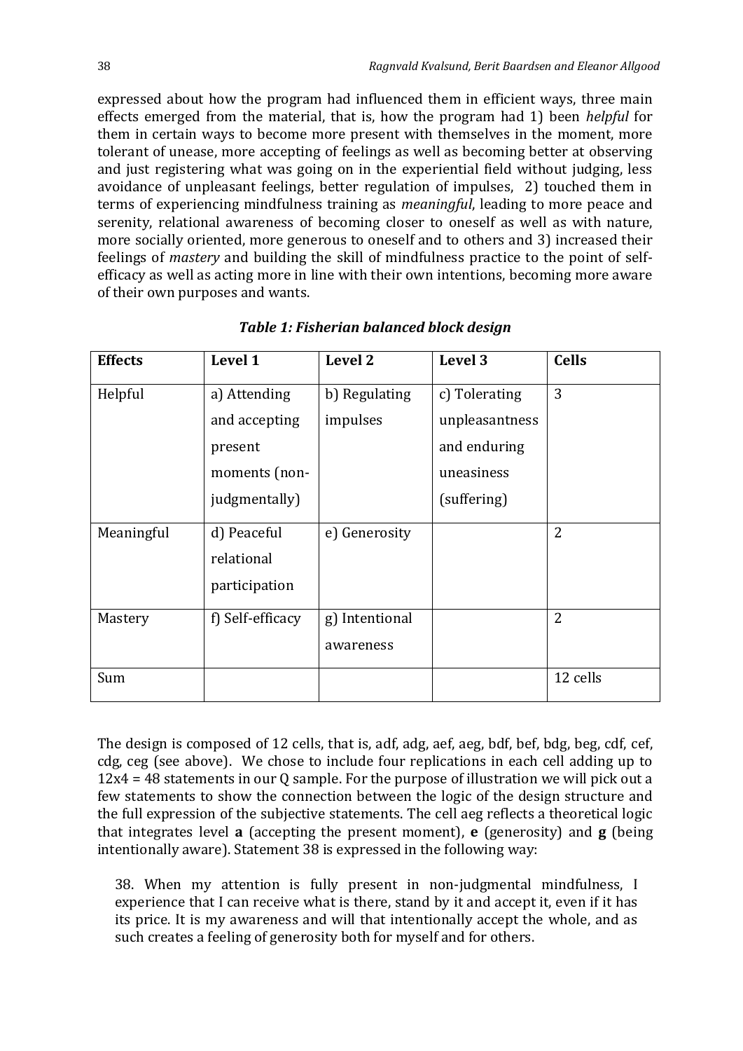expressed about how the program had influenced them in efficient ways, three main effects emerged from the material, that is, how the program had 1) been *helpful* for them in certain ways to become more present with themselves in the moment, more tolerant of unease, more accepting of feelings as well as becoming better at observing and just registering what was going on in the experiential field without judging, less avoidance of unpleasant feelings, better regulation of impulses, 2) touched them in terms of experiencing mindfulness training as *meaningful*, leading to more peace and serenity, relational awareness of becoming closer to oneself as well as with nature, more socially oriented, more generous to oneself and to others and 3) increased their feelings of *mastery* and building the skill of mindfulness practice to the point of self-efficacy as well as acting more in line with their own intentions, becoming more aware of their own purposes and wants.

***Table 1: Fisherian balanced block design***

| Effects | Level 1 | Level 2 | Level 3 | Cells |
|---|---|---|---|---|
| Helpful | a) Attending and accepting present moments (non-judgmentally) | b) Regulating impulses | c) Tolerating unpleasantness and enduring uneasiness (suffering) | 3 |
| Meaningful | d) Peaceful relational participation | e) Generosity | | 2 |
| Mastery | f) Self-efficacy | g) Intentional awareness | | 2 |
| Sum | | | | 12 cells |

The design is composed of 12 cells, that is, adf, adg, aef, aeg, bdf, bef, bdg, beg, cdf, cef, cdg, ceg (see above). We chose to include four replications in each cell adding up to 12x4 = 48 statements in our Q sample. For the purpose of illustration we will pick out a few statements to show the connection between the logic of the design structure and the full expression of the subjective statements. The cell aeg reflects a theoretical logic that integrates level **a** (accepting the present moment), **e** (generosity) and **g** (being intentionally aware). Statement 38 is expressed in the following way:

> 38. When my attention is fully present in non-judgmental mindfulness, I experience that I can receive what is there, stand by it and accept it, even if it has its price. It is my awareness and will that intentionally accept the whole, and as such creates a feeling of generosity both for myself and for others.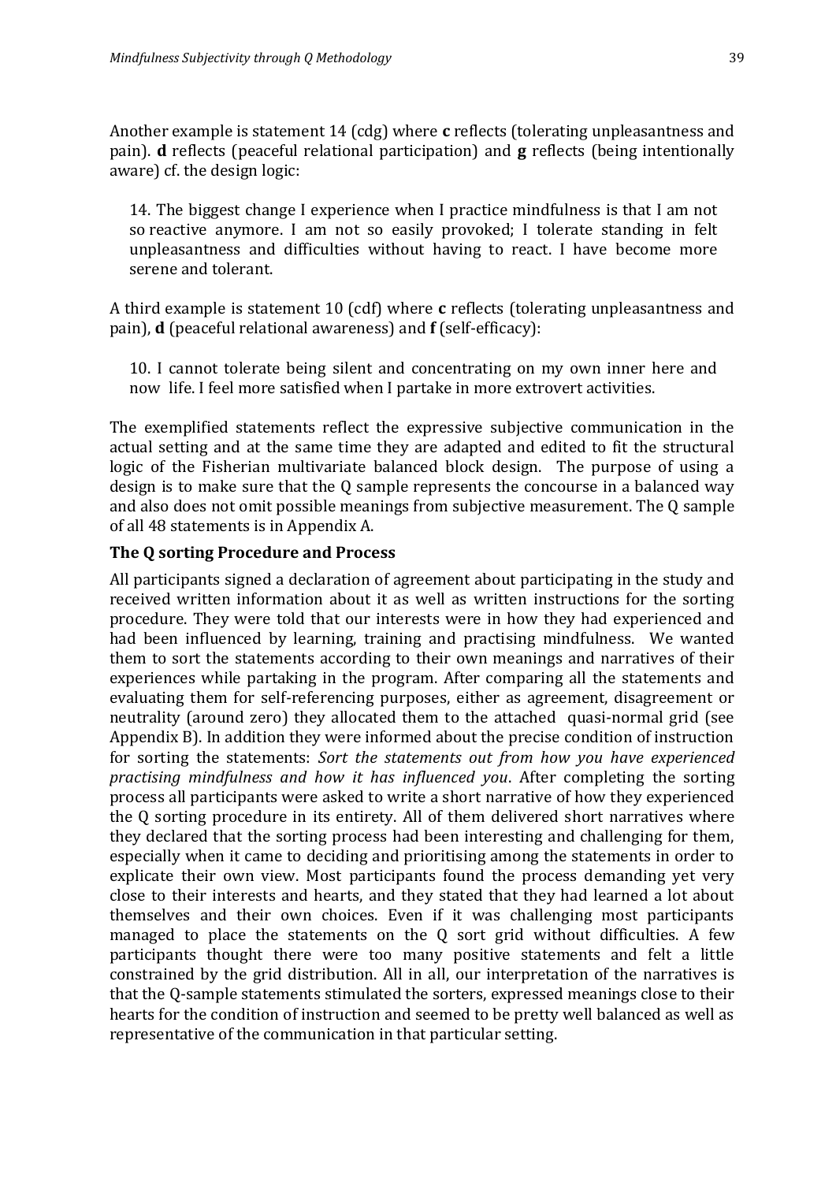Another example is statement 14 (cdg) where **c** reflects (tolerating unpleasantness and pain). **d** reflects (peaceful relational participation) and **g** reflects (being intentionally aware) cf. the design logic:

> 14. The biggest change I experience when I practice mindfulness is that I am not so reactive anymore. I am not so easily provoked; I tolerate standing in felt unpleasantness and difficulties without having to react. I have become more serene and tolerant.

A third example is statement 10 (cdf) where **c** reflects (tolerating unpleasantness and pain), **d** (peaceful relational awareness) and **f** (self-efficacy):

> 10. I cannot tolerate being silent and concentrating on my own inner here and now life. I feel more satisfied when I partake in more extrovert activities.

The exemplified statements reflect the expressive subjective communication in the actual setting and at the same time they are adapted and edited to fit the structural logic of the Fisherian multivariate balanced block design. The purpose of using a design is to make sure that the Q sample represents the concourse in a balanced way and also does not omit possible meanings from subjective measurement. The Q sample of all 48 statements is in Appendix A.

### The Q sorting Procedure and Process

All participants signed a declaration of agreement about participating in the study and received written information about it as well as written instructions for the sorting procedure. They were told that our interests were in how they had experienced and had been influenced by learning, training and practising mindfulness. We wanted them to sort the statements according to their own meanings and narratives of their experiences while partaking in the program. After comparing all the statements and evaluating them for self-referencing purposes, either as agreement, disagreement or neutrality (around zero) they allocated them to the attached quasi-normal grid (see Appendix B). In addition they were informed about the precise condition of instruction for sorting the statements: *Sort the statements out from how you have experienced practising mindfulness and how it has influenced you*. After completing the sorting process all participants were asked to write a short narrative of how they experienced the Q sorting procedure in its entirety. All of them delivered short narratives where they declared that the sorting process had been interesting and challenging for them, especially when it came to deciding and prioritising among the statements in order to explicate their own view. Most participants found the process demanding yet very close to their interests and hearts, and they stated that they had learned a lot about themselves and their own choices. Even if it was challenging most participants managed to place the statements on the Q sort grid without difficulties. A few participants thought there were too many positive statements and felt a little constrained by the grid distribution. All in all, our interpretation of the narratives is that the Q-sample statements stimulated the sorters, expressed meanings close to their hearts for the condition of instruction and seemed to be pretty well balanced as well as representative of the communication in that particular setting.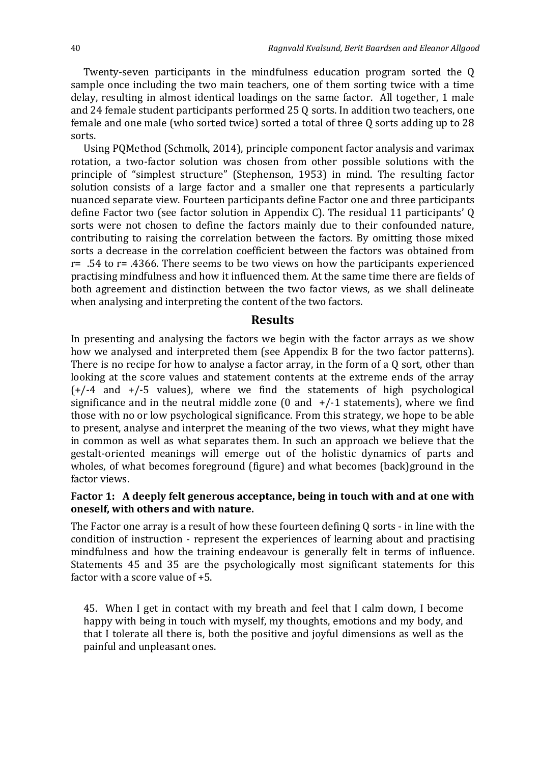Twenty-seven participants in the mindfulness education program sorted the Q sample once including the two main teachers, one of them sorting twice with a time delay, resulting in almost identical loadings on the same factor. All together, 1 male and 24 female student participants performed 25 Q sorts. In addition two teachers, one female and one male (who sorted twice) sorted a total of three Q sorts adding up to 28 sorts.

Using PQMethod (Schmolk, 2014), principle component factor analysis and varimax rotation, a two-factor solution was chosen from other possible solutions with the principle of "simplest structure" (Stephenson, 1953) in mind. The resulting factor solution consists of a large factor and a smaller one that represents a particularly nuanced separate view. Fourteen participants define Factor one and three participants define Factor two (see factor solution in Appendix C). The residual 11 participants' Q sorts were not chosen to define the factors mainly due to their confounded nature, contributing to raising the correlation between the factors. By omitting those mixed sorts a decrease in the correlation coefficient between the factors was obtained from r= .54 to r= .4366. There seems to be two views on how the participants experienced practising mindfulness and how it influenced them. At the same time there are fields of both agreement and distinction between the two factor views, as we shall delineate when analysing and interpreting the content of the two factors.

## Results

In presenting and analysing the factors we begin with the factor arrays as we show how we analysed and interpreted them (see Appendix B for the two factor patterns). There is no recipe for how to analyse a factor array, in the form of a Q sort, other than looking at the score values and statement contents at the extreme ends of the array (+/-4 and +/-5 values), where we find the statements of high psychological significance and in the neutral middle zone (0 and +/-1 statements), where we find those with no or low psychological significance. From this strategy, we hope to be able to present, analyse and interpret the meaning of the two views, what they might have in common as well as what separates them. In such an approach we believe that the gestalt-oriented meanings will emerge out of the holistic dynamics of parts and wholes, of what becomes foreground (figure) and what becomes (back)ground in the factor views.

### Factor 1: A deeply felt generous acceptance, being in touch with and at one with oneself, with others and with nature.

The Factor one array is a result of how these fourteen defining Q sorts - in line with the condition of instruction - represent the experiences of learning about and practising mindfulness and how the training endeavour is generally felt in terms of influence. Statements 45 and 35 are the psychologically most significant statements for this factor with a score value of +5.

> 45. When I get in contact with my breath and feel that I calm down, I become happy with being in touch with myself, my thoughts, emotions and my body, and that I tolerate all there is, both the positive and joyful dimensions as well as the painful and unpleasant ones.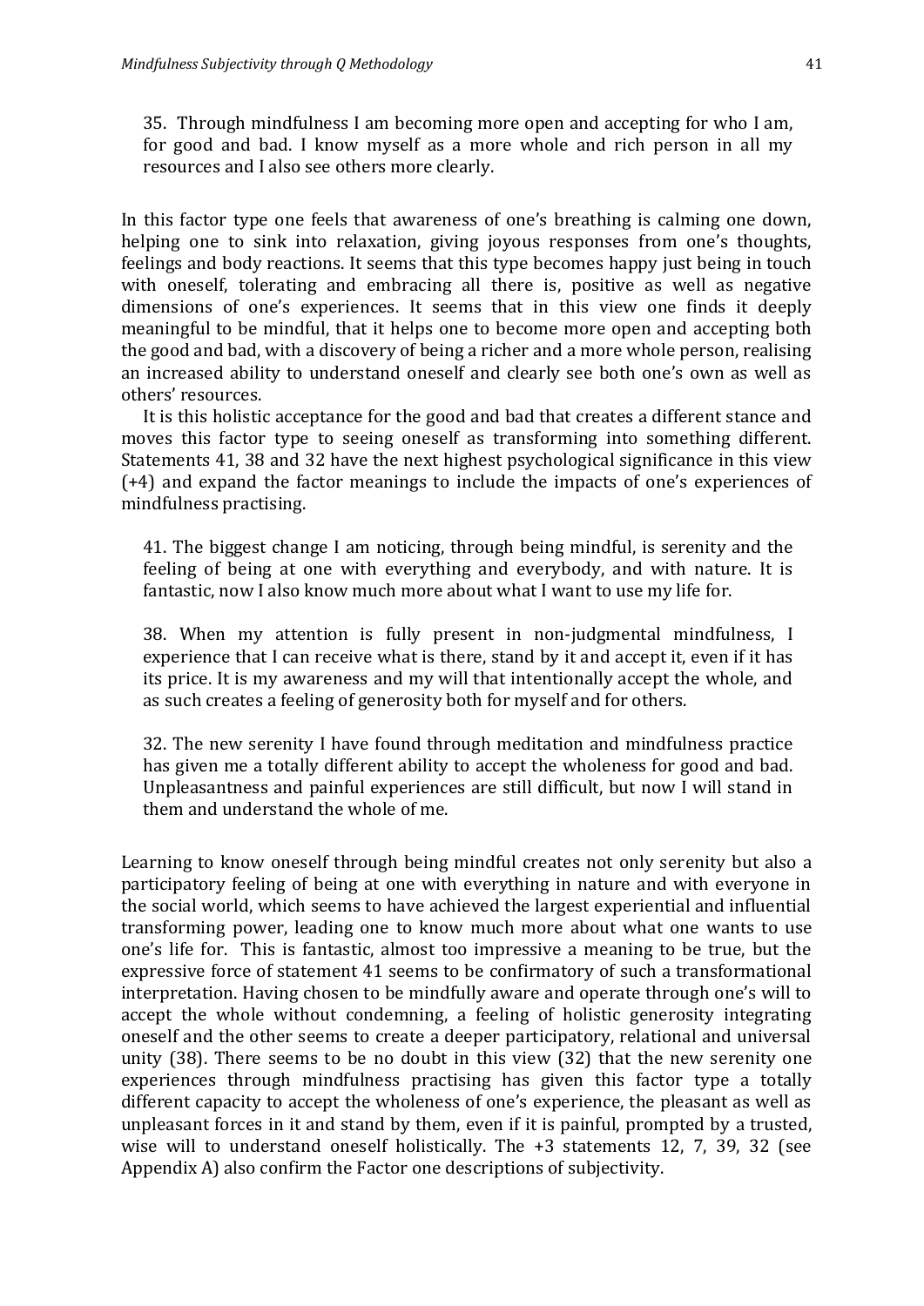> 35. Through mindfulness I am becoming more open and accepting for who I am, for good and bad. I know myself as a more whole and rich person in all my resources and I also see others more clearly.

In this factor type one feels that awareness of one's breathing is calming one down, helping one to sink into relaxation, giving joyous responses from one's thoughts, feelings and body reactions. It seems that this type becomes happy just being in touch with oneself, tolerating and embracing all there is, positive as well as negative dimensions of one's experiences. It seems that in this view one finds it deeply meaningful to be mindful, that it helps one to become more open and accepting both the good and bad, with a discovery of being a richer and a more whole person, realising an increased ability to understand oneself and clearly see both one's own as well as others' resources.

It is this holistic acceptance for the good and bad that creates a different stance and moves this factor type to seeing oneself as transforming into something different. Statements 41, 38 and 32 have the next highest psychological significance in this view (+4) and expand the factor meanings to include the impacts of one's experiences of mindfulness practising.

> 41. The biggest change I am noticing, through being mindful, is serenity and the feeling of being at one with everything and everybody, and with nature. It is fantastic, now I also know much more about what I want to use my life for.

> 38. When my attention is fully present in non-judgmental mindfulness, I experience that I can receive what is there, stand by it and accept it, even if it has its price. It is my awareness and my will that intentionally accept the whole, and as such creates a feeling of generosity both for myself and for others.

> 32. The new serenity I have found through meditation and mindfulness practice has given me a totally different ability to accept the wholeness for good and bad. Unpleasantness and painful experiences are still difficult, but now I will stand in them and understand the whole of me.

Learning to know oneself through being mindful creates not only serenity but also a participatory feeling of being at one with everything in nature and with everyone in the social world, which seems to have achieved the largest experiential and influential transforming power, leading one to know much more about what one wants to use one's life for. This is fantastic, almost too impressive a meaning to be true, but the expressive force of statement 41 seems to be confirmatory of such a transformational interpretation. Having chosen to be mindfully aware and operate through one's will to accept the whole without condemning, a feeling of holistic generosity integrating oneself and the other seems to create a deeper participatory, relational and universal unity (38). There seems to be no doubt in this view (32) that the new serenity one experiences through mindfulness practising has given this factor type a totally different capacity to accept the wholeness of one's experience, the pleasant as well as unpleasant forces in it and stand by them, even if it is painful, prompted by a trusted, wise will to understand oneself holistically. The +3 statements 12, 7, 39, 32 (see Appendix A) also confirm the Factor one descriptions of subjectivity.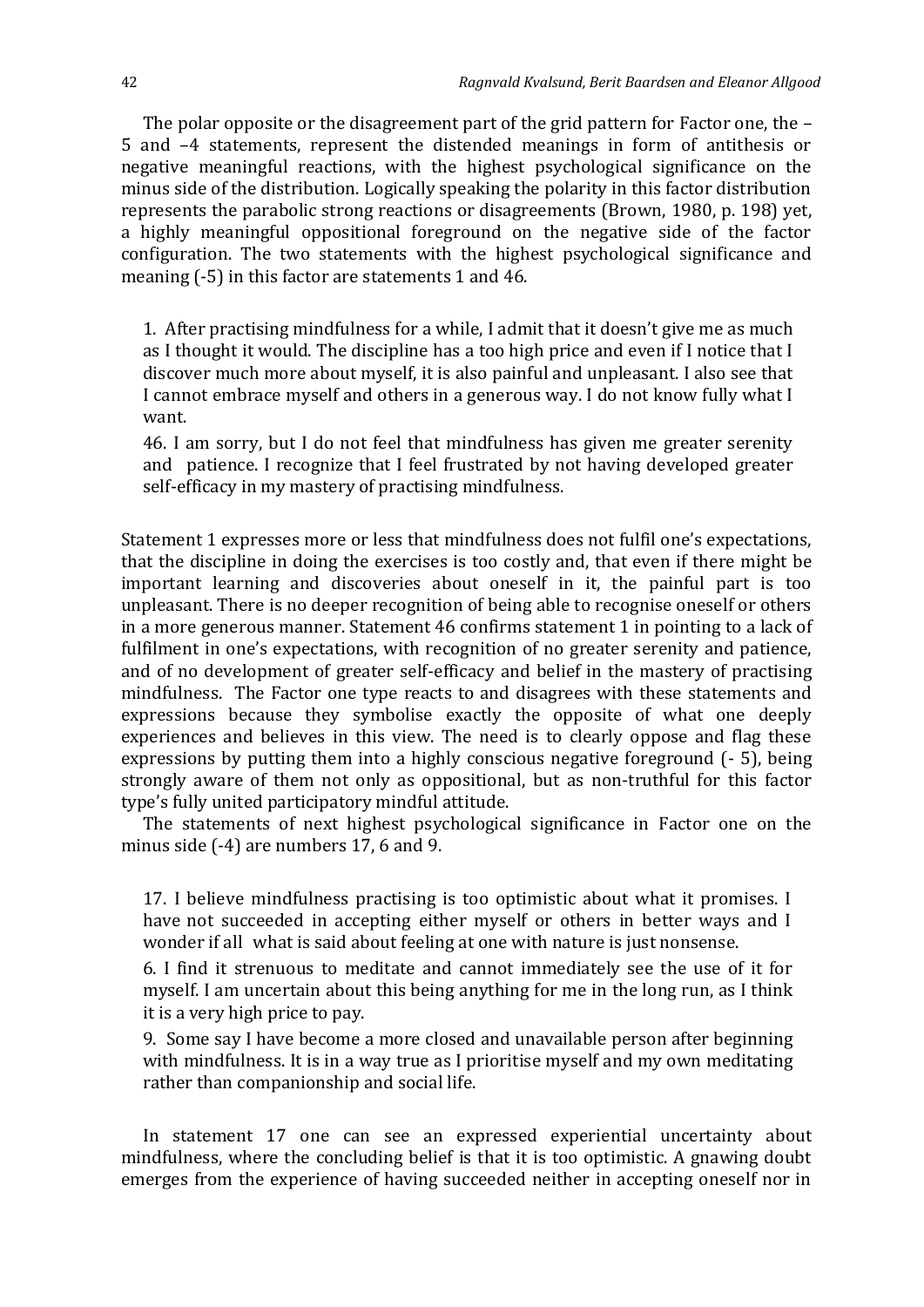The polar opposite or the disagreement part of the grid pattern for Factor one, the –5 and –4 statements, represent the distended meanings in form of antithesis or negative meaningful reactions, with the highest psychological significance on the minus side of the distribution. Logically speaking the polarity in this factor distribution represents the parabolic strong reactions or disagreements (Brown, 1980, p. 198) yet, a highly meaningful oppositional foreground on the negative side of the factor configuration. The two statements with the highest psychological significance and meaning (-5) in this factor are statements 1 and 46.

> 1. After practising mindfulness for a while, I admit that it doesn't give me as much as I thought it would. The discipline has a too high price and even if I notice that I discover much more about myself, it is also painful and unpleasant. I also see that I cannot embrace myself and others in a generous way. I do not know fully what I want.
>
> 46. I am sorry, but I do not feel that mindfulness has given me greater serenity and patience. I recognize that I feel frustrated by not having developed greater self-efficacy in my mastery of practising mindfulness.

Statement 1 expresses more or less that mindfulness does not fulfil one's expectations, that the discipline in doing the exercises is too costly and, that even if there might be important learning and discoveries about oneself in it, the painful part is too unpleasant. There is no deeper recognition of being able to recognise oneself or others in a more generous manner. Statement 46 confirms statement 1 in pointing to a lack of fulfilment in one's expectations, with recognition of no greater serenity and patience, and of no development of greater self-efficacy and belief in the mastery of practising mindfulness. The Factor one type reacts to and disagrees with these statements and expressions because they symbolise exactly the opposite of what one deeply experiences and believes in this view. The need is to clearly oppose and flag these expressions by putting them into a highly conscious negative foreground (- 5), being strongly aware of them not only as oppositional, but as non-truthful for this factor type's fully united participatory mindful attitude.

The statements of next highest psychological significance in Factor one on the minus side (-4) are numbers 17, 6 and 9.

> 17. I believe mindfulness practising is too optimistic about what it promises. I have not succeeded in accepting either myself or others in better ways and I wonder if all what is said about feeling at one with nature is just nonsense.
>
> 6. I find it strenuous to meditate and cannot immediately see the use of it for myself. I am uncertain about this being anything for me in the long run, as I think it is a very high price to pay.
>
> 9. Some say I have become a more closed and unavailable person after beginning with mindfulness. It is in a way true as I prioritise myself and my own meditating rather than companionship and social life.

In statement 17 one can see an expressed experiential uncertainty about mindfulness, where the concluding belief is that it is too optimistic. A gnawing doubt emerges from the experience of having succeeded neither in accepting oneself nor in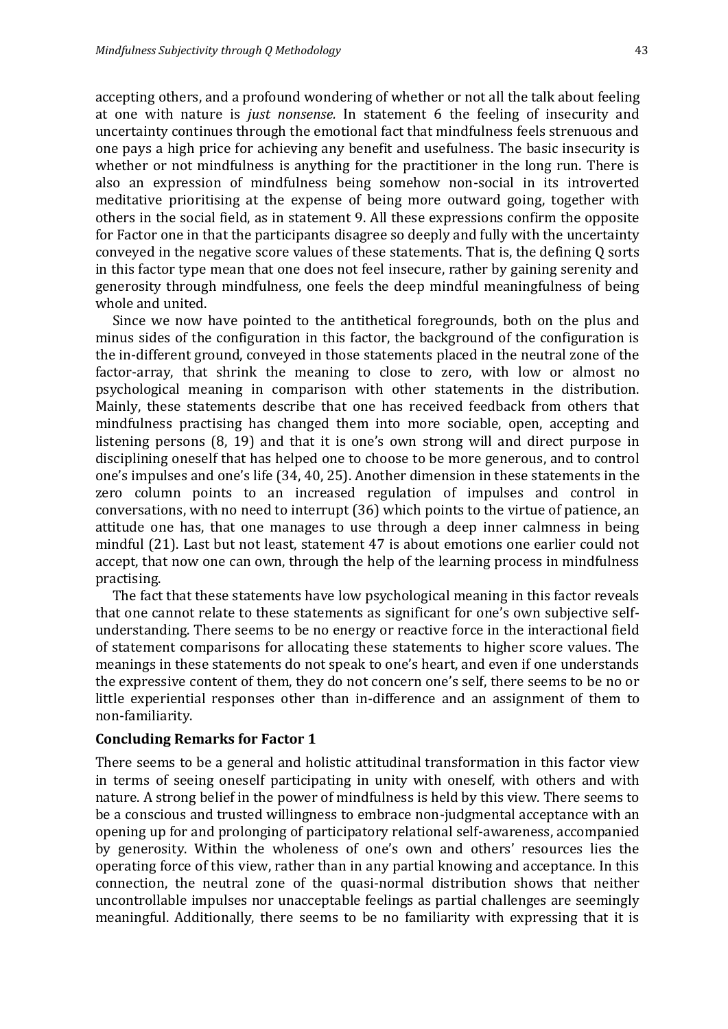accepting others, and a profound wondering of whether or not all the talk about feeling at one with nature is *just nonsense.* In statement 6 the feeling of insecurity and uncertainty continues through the emotional fact that mindfulness feels strenuous and one pays a high price for achieving any benefit and usefulness. The basic insecurity is whether or not mindfulness is anything for the practitioner in the long run. There is also an expression of mindfulness being somehow non-social in its introverted meditative prioritising at the expense of being more outward going, together with others in the social field, as in statement 9. All these expressions confirm the opposite for Factor one in that the participants disagree so deeply and fully with the uncertainty conveyed in the negative score values of these statements. That is, the defining Q sorts in this factor type mean that one does not feel insecure, rather by gaining serenity and generosity through mindfulness, one feels the deep mindful meaningfulness of being whole and united.

Since we now have pointed to the antithetical foregrounds, both on the plus and minus sides of the configuration in this factor, the background of the configuration is the in-different ground, conveyed in those statements placed in the neutral zone of the factor-array, that shrink the meaning to close to zero, with low or almost no psychological meaning in comparison with other statements in the distribution. Mainly, these statements describe that one has received feedback from others that mindfulness practising has changed them into more sociable, open, accepting and listening persons (8, 19) and that it is one's own strong will and direct purpose in disciplining oneself that has helped one to choose to be more generous, and to control one's impulses and one's life (34, 40, 25). Another dimension in these statements in the zero column points to an increased regulation of impulses and control in conversations, with no need to interrupt (36) which points to the virtue of patience, an attitude one has, that one manages to use through a deep inner calmness in being mindful (21). Last but not least, statement 47 is about emotions one earlier could not accept, that now one can own, through the help of the learning process in mindfulness practising.

The fact that these statements have low psychological meaning in this factor reveals that one cannot relate to these statements as significant for one's own subjective self-understanding. There seems to be no energy or reactive force in the interactional field of statement comparisons for allocating these statements to higher score values. The meanings in these statements do not speak to one's heart, and even if one understands the expressive content of them, they do not concern one's self, there seems to be no or little experiential responses other than in-difference and an assignment of them to non-familiarity.

### Concluding Remarks for Factor 1

There seems to be a general and holistic attitudinal transformation in this factor view in terms of seeing oneself participating in unity with oneself, with others and with nature. A strong belief in the power of mindfulness is held by this view. There seems to be a conscious and trusted willingness to embrace non-judgmental acceptance with an opening up for and prolonging of participatory relational self-awareness, accompanied by generosity. Within the wholeness of one's own and others' resources lies the operating force of this view, rather than in any partial knowing and acceptance. In this connection, the neutral zone of the quasi-normal distribution shows that neither uncontrollable impulses nor unacceptable feelings as partial challenges are seemingly meaningful. Additionally, there seems to be no familiarity with expressing that it is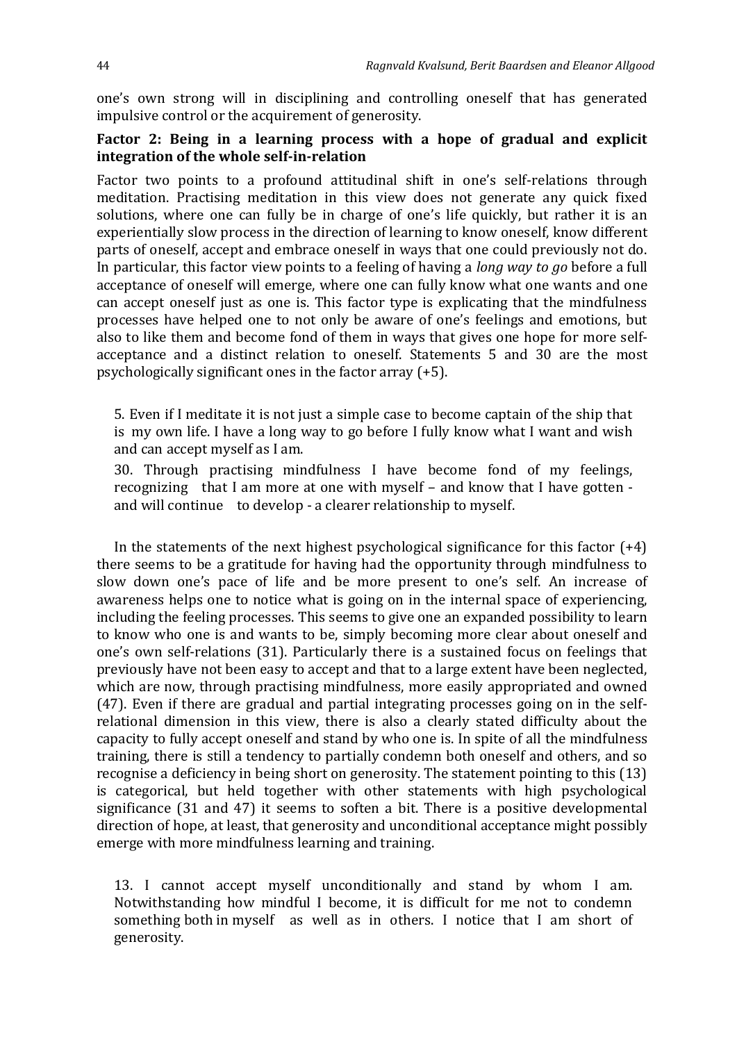one's own strong will in disciplining and controlling oneself that has generated impulsive control or the acquirement of generosity.

### Factor 2: Being in a learning process with a hope of gradual and explicit integration of the whole self-in-relation

Factor two points to a profound attitudinal shift in one's self-relations through meditation. Practising meditation in this view does not generate any quick fixed solutions, where one can fully be in charge of one's life quickly, but rather it is an experientially slow process in the direction of learning to know oneself, know different parts of oneself, accept and embrace oneself in ways that one could previously not do. In particular, this factor view points to a feeling of having a *long way to go* before a full acceptance of oneself will emerge, where one can fully know what one wants and one can accept oneself just as one is. This factor type is explicating that the mindfulness processes have helped one to not only be aware of one's feelings and emotions, but also to like them and become fond of them in ways that gives one hope for more self-acceptance and a distinct relation to oneself. Statements 5 and 30 are the most psychologically significant ones in the factor array (+5).

> 5. Even if I meditate it is not just a simple case to become captain of the ship that is my own life. I have a long way to go before I fully know what I want and wish and can accept myself as I am.
>
> 30. Through practising mindfulness I have become fond of my feelings, recognizing that I am more at one with myself – and know that I have gotten - and will continue to develop - a clearer relationship to myself.

In the statements of the next highest psychological significance for this factor (+4) there seems to be a gratitude for having had the opportunity through mindfulness to slow down one's pace of life and be more present to one's self. An increase of awareness helps one to notice what is going on in the internal space of experiencing, including the feeling processes. This seems to give one an expanded possibility to learn to know who one is and wants to be, simply becoming more clear about oneself and one's own self-relations (31). Particularly there is a sustained focus on feelings that previously have not been easy to accept and that to a large extent have been neglected, which are now, through practising mindfulness, more easily appropriated and owned (47). Even if there are gradual and partial integrating processes going on in the self-relational dimension in this view, there is also a clearly stated difficulty about the capacity to fully accept oneself and stand by who one is. In spite of all the mindfulness training, there is still a tendency to partially condemn both oneself and others, and so recognise a deficiency in being short on generosity. The statement pointing to this (13) is categorical, but held together with other statements with high psychological significance (31 and 47) it seems to soften a bit. There is a positive developmental direction of hope, at least, that generosity and unconditional acceptance might possibly emerge with more mindfulness learning and training.

> 13. I cannot accept myself unconditionally and stand by whom I am. Notwithstanding how mindful I become, it is difficult for me not to condemn something both in myself as well as in others. I notice that I am short of generosity.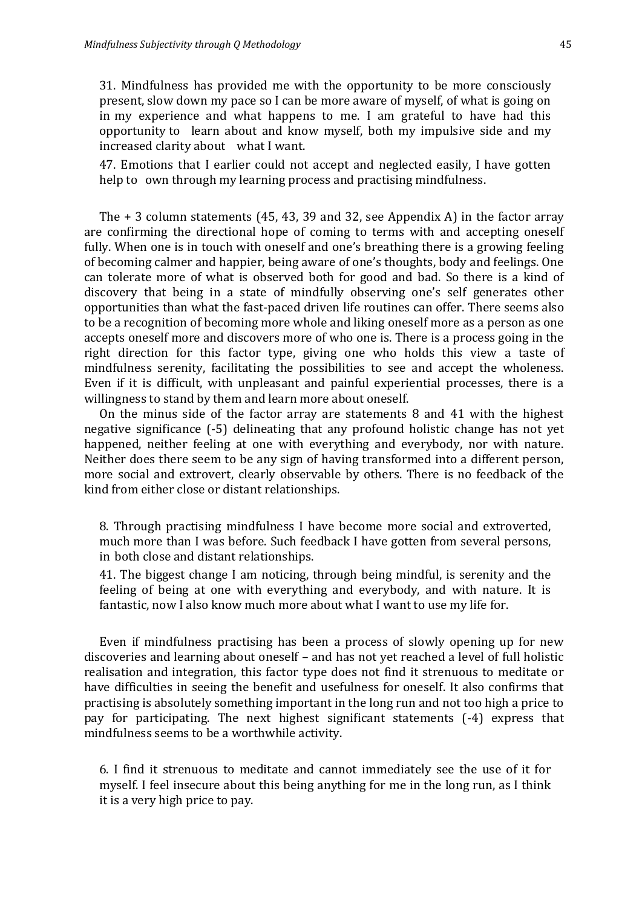31. Mindfulness has provided me with the opportunity to be more consciously present, slow down my pace so I can be more aware of myself, of what is going on in my experience and what happens to me. I am grateful to have had this opportunity to learn about and know myself, both my impulsive side and my increased clarity about what I want.

47. Emotions that I earlier could not accept and neglected easily, I have gotten help to own through my learning process and practising mindfulness.

The + 3 column statements (45, 43, 39 and 32, see Appendix A) in the factor array are confirming the directional hope of coming to terms with and accepting oneself fully. When one is in touch with oneself and one's breathing there is a growing feeling of becoming calmer and happier, being aware of one's thoughts, body and feelings. One can tolerate more of what is observed both for good and bad. So there is a kind of discovery that being in a state of mindfully observing one's self generates other opportunities than what the fast-paced driven life routines can offer. There seems also to be a recognition of becoming more whole and liking oneself more as a person as one accepts oneself more and discovers more of who one is. There is a process going in the right direction for this factor type, giving one who holds this view a taste of mindfulness serenity, facilitating the possibilities to see and accept the wholeness. Even if it is difficult, with unpleasant and painful experiential processes, there is a willingness to stand by them and learn more about oneself.

On the minus side of the factor array are statements 8 and 41 with the highest negative significance (-5) delineating that any profound holistic change has not yet happened, neither feeling at one with everything and everybody, nor with nature. Neither does there seem to be any sign of having transformed into a different person, more social and extrovert, clearly observable by others. There is no feedback of the kind from either close or distant relationships.

8. Through practising mindfulness I have become more social and extroverted, much more than I was before. Such feedback I have gotten from several persons, in both close and distant relationships.

41. The biggest change I am noticing, through being mindful, is serenity and the feeling of being at one with everything and everybody, and with nature. It is fantastic, now I also know much more about what I want to use my life for.

Even if mindfulness practising has been a process of slowly opening up for new discoveries and learning about oneself – and has not yet reached a level of full holistic realisation and integration, this factor type does not find it strenuous to meditate or have difficulties in seeing the benefit and usefulness for oneself. It also confirms that practising is absolutely something important in the long run and not too high a price to pay for participating. The next highest significant statements (-4) express that mindfulness seems to be a worthwhile activity.

6. I find it strenuous to meditate and cannot immediately see the use of it for myself. I feel insecure about this being anything for me in the long run, as I think it is a very high price to pay.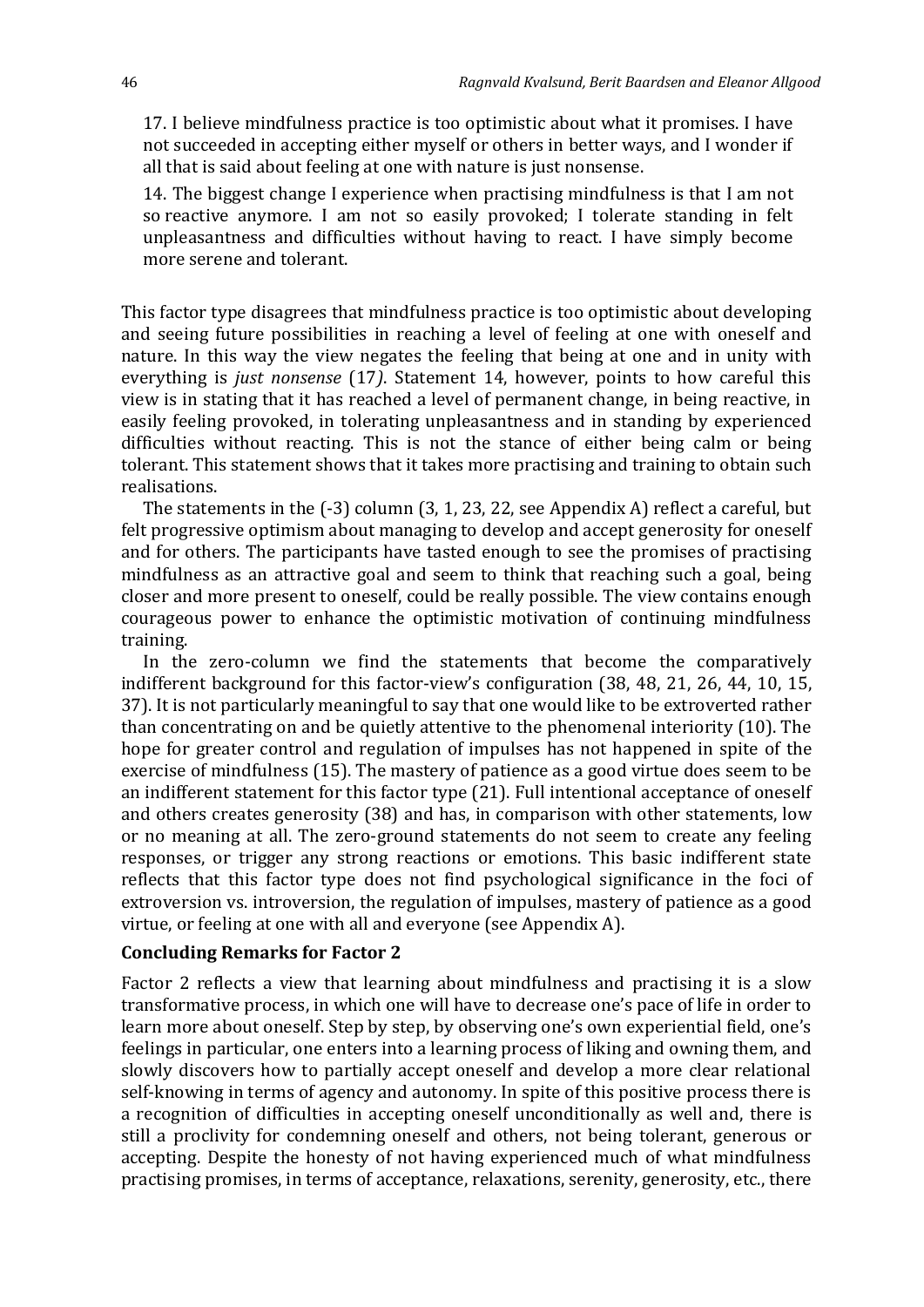> 17. I believe mindfulness practice is too optimistic about what it promises. I have not succeeded in accepting either myself or others in better ways, and I wonder if all that is said about feeling at one with nature is just nonsense.
>
> 14. The biggest change I experience when practising mindfulness is that I am not so reactive anymore. I am not so easily provoked; I tolerate standing in felt unpleasantness and difficulties without having to react. I have simply become more serene and tolerant.

This factor type disagrees that mindfulness practice is too optimistic about developing and seeing future possibilities in reaching a level of feeling at one with oneself and nature. In this way the view negates the feeling that being at one and in unity with everything is *just nonsense* (17*)*. Statement 14, however, points to how careful this view is in stating that it has reached a level of permanent change, in being reactive, in easily feeling provoked, in tolerating unpleasantness and in standing by experienced difficulties without reacting. This is not the stance of either being calm or being tolerant. This statement shows that it takes more practising and training to obtain such realisations.

The statements in the (-3) column (3, 1, 23, 22, see Appendix A) reflect a careful, but felt progressive optimism about managing to develop and accept generosity for oneself and for others. The participants have tasted enough to see the promises of practising mindfulness as an attractive goal and seem to think that reaching such a goal, being closer and more present to oneself, could be really possible. The view contains enough courageous power to enhance the optimistic motivation of continuing mindfulness training.

In the zero-column we find the statements that become the comparatively indifferent background for this factor-view's configuration (38, 48, 21, 26, 44, 10, 15, 37). It is not particularly meaningful to say that one would like to be extroverted rather than concentrating on and be quietly attentive to the phenomenal interiority (10). The hope for greater control and regulation of impulses has not happened in spite of the exercise of mindfulness (15). The mastery of patience as a good virtue does seem to be an indifferent statement for this factor type (21). Full intentional acceptance of oneself and others creates generosity (38) and has, in comparison with other statements, low or no meaning at all. The zero-ground statements do not seem to create any feeling responses, or trigger any strong reactions or emotions. This basic indifferent state reflects that this factor type does not find psychological significance in the foci of extroversion vs. introversion, the regulation of impulses, mastery of patience as a good virtue, or feeling at one with all and everyone (see Appendix A).

### Concluding Remarks for Factor 2

Factor 2 reflects a view that learning about mindfulness and practising it is a slow transformative process, in which one will have to decrease one's pace of life in order to learn more about oneself. Step by step, by observing one's own experiential field, one's feelings in particular, one enters into a learning process of liking and owning them, and slowly discovers how to partially accept oneself and develop a more clear relational self-knowing in terms of agency and autonomy. In spite of this positive process there is a recognition of difficulties in accepting oneself unconditionally as well and, there is still a proclivity for condemning oneself and others, not being tolerant, generous or accepting. Despite the honesty of not having experienced much of what mindfulness practising promises, in terms of acceptance, relaxations, serenity, generosity, etc., there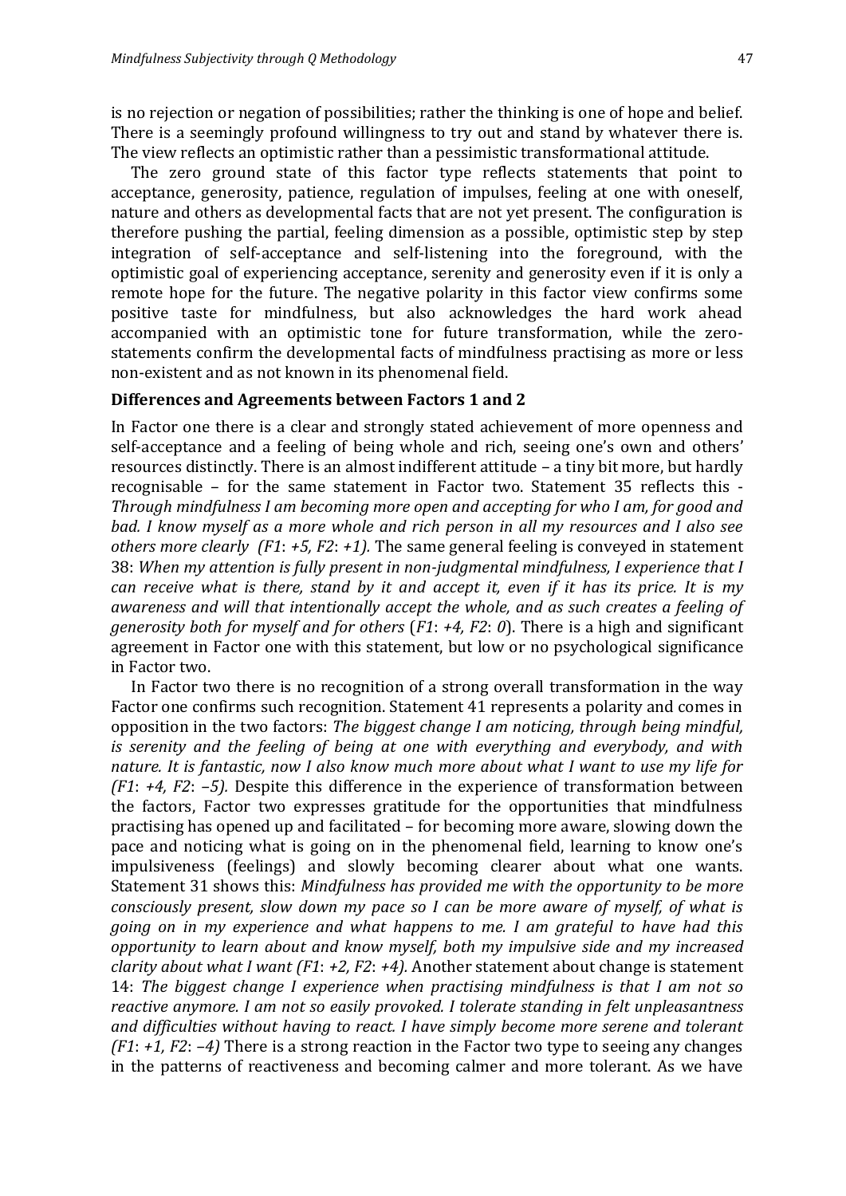is no rejection or negation of possibilities; rather the thinking is one of hope and belief. There is a seemingly profound willingness to try out and stand by whatever there is. The view reflects an optimistic rather than a pessimistic transformational attitude.

The zero ground state of this factor type reflects statements that point to acceptance, generosity, patience, regulation of impulses, feeling at one with oneself, nature and others as developmental facts that are not yet present. The configuration is therefore pushing the partial, feeling dimension as a possible, optimistic step by step integration of self-acceptance and self-listening into the foreground, with the optimistic goal of experiencing acceptance, serenity and generosity even if it is only a remote hope for the future. The negative polarity in this factor view confirms some positive taste for mindfulness, but also acknowledges the hard work ahead accompanied with an optimistic tone for future transformation, while the zero-statements confirm the developmental facts of mindfulness practising as more or less non-existent and as not known in its phenomenal field.

### Differences and Agreements between Factors 1 and 2

In Factor one there is a clear and strongly stated achievement of more openness and self-acceptance and a feeling of being whole and rich, seeing one's own and others' resources distinctly. There is an almost indifferent attitude – a tiny bit more, but hardly recognisable – for the same statement in Factor two. Statement 35 reflects this - *Through mindfulness I am becoming more open and accepting for who I am, for good and bad. I know myself as a more whole and rich person in all my resources and I also see others more clearly (F1: +5, F2: +1).* The same general feeling is conveyed in statement 38: *When my attention is fully present in non-judgmental mindfulness, I experience that I can receive what is there, stand by it and accept it, even if it has its price. It is my awareness and will that intentionally accept the whole, and as such creates a feeling of generosity both for myself and for others* (*F1: +4, F2: 0*). There is a high and significant agreement in Factor one with this statement, but low or no psychological significance in Factor two.

In Factor two there is no recognition of a strong overall transformation in the way Factor one confirms such recognition. Statement 41 represents a polarity and comes in opposition in the two factors: *The biggest change I am noticing, through being mindful, is serenity and the feeling of being at one with everything and everybody, and with nature. It is fantastic, now I also know much more about what I want to use my life for (F1: +4, F2: –5).* Despite this difference in the experience of transformation between the factors, Factor two expresses gratitude for the opportunities that mindfulness practising has opened up and facilitated – for becoming more aware, slowing down the pace and noticing what is going on in the phenomenal field, learning to know one's impulsiveness (feelings) and slowly becoming clearer about what one wants. Statement 31 shows this: *Mindfulness has provided me with the opportunity to be more consciously present, slow down my pace so I can be more aware of myself, of what is going on in my experience and what happens to me. I am grateful to have had this opportunity to learn about and know myself, both my impulsive side and my increased clarity about what I want (F1: +2, F2: +4).* Another statement about change is statement 14: *The biggest change I experience when practising mindfulness is that I am not so reactive anymore. I am not so easily provoked. I tolerate standing in felt unpleasantness and difficulties without having to react. I have simply become more serene and tolerant (F1: +1, F2: –4)* There is a strong reaction in the Factor two type to seeing any changes in the patterns of reactiveness and becoming calmer and more tolerant. As we have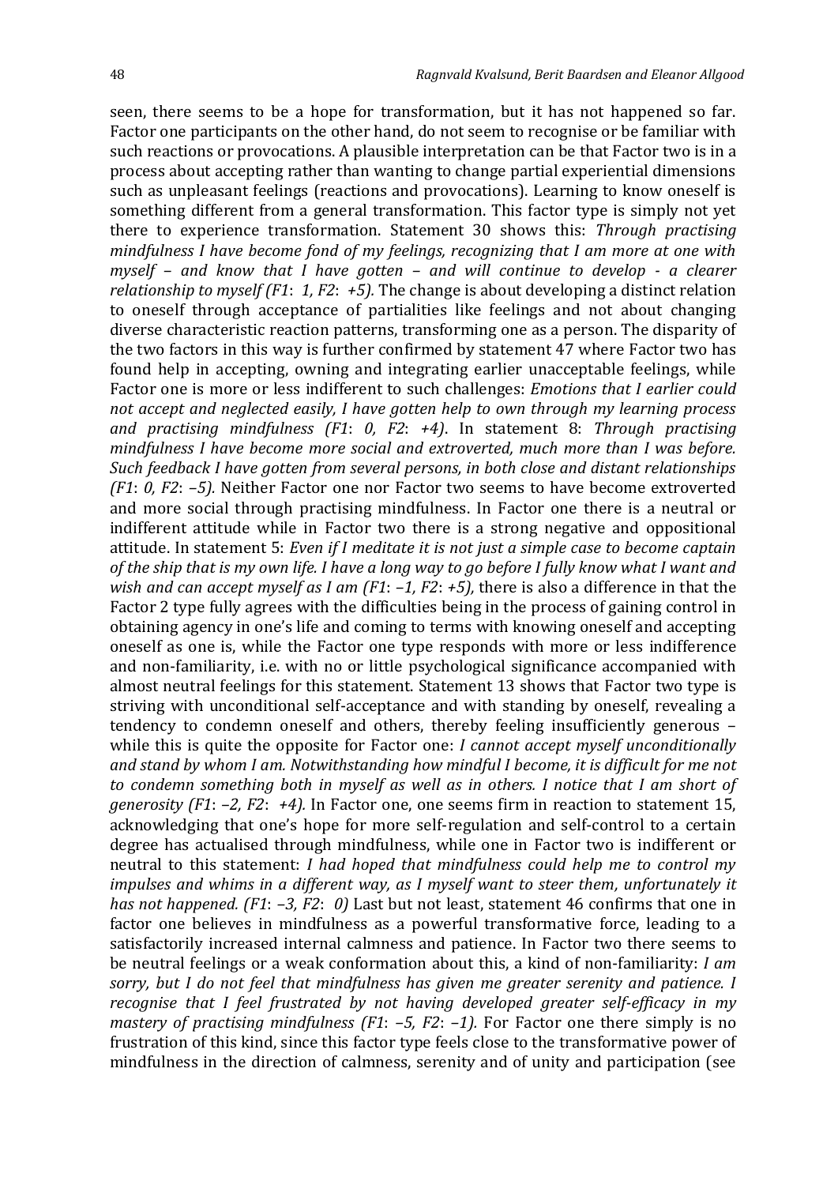seen, there seems to be a hope for transformation, but it has not happened so far. Factor one participants on the other hand, do not seem to recognise or be familiar with such reactions or provocations. A plausible interpretation can be that Factor two is in a process about accepting rather than wanting to change partial experiential dimensions such as unpleasant feelings (reactions and provocations). Learning to know oneself is something different from a general transformation. This factor type is simply not yet there to experience transformation. Statement 30 shows this: *Through practising mindfulness I have become fond of my feelings, recognizing that I am more at one with myself – and know that I have gotten – and will continue to develop - a clearer relationship to myself (F1: 1, F2: +5).* The change is about developing a distinct relation to oneself through acceptance of partialities like feelings and not about changing diverse characteristic reaction patterns, transforming one as a person. The disparity of the two factors in this way is further confirmed by statement 47 where Factor two has found help in accepting, owning and integrating earlier unacceptable feelings, while Factor one is more or less indifferent to such challenges: *Emotions that I earlier could not accept and neglected easily, I have gotten help to own through my learning process and practising mindfulness (F1: 0, F2: +4)*. In statement 8: *Through practising mindfulness I have become more social and extroverted, much more than I was before. Such feedback I have gotten from several persons, in both close and distant relationships (F1: 0, F2: –5).* Neither Factor one nor Factor two seems to have become extroverted and more social through practising mindfulness. In Factor one there is a neutral or indifferent attitude while in Factor two there is a strong negative and oppositional attitude. In statement 5: *Even if I meditate it is not just a simple case to become captain of the ship that is my own life. I have a long way to go before I fully know what I want and wish and can accept myself as I am (F1: –1, F2: +5),* there is also a difference in that the Factor 2 type fully agrees with the difficulties being in the process of gaining control in obtaining agency in one's life and coming to terms with knowing oneself and accepting oneself as one is, while the Factor one type responds with more or less indifference and non-familiarity, i.e. with no or little psychological significance accompanied with almost neutral feelings for this statement. Statement 13 shows that Factor two type is striving with unconditional self-acceptance and with standing by oneself, revealing a tendency to condemn oneself and others, thereby feeling insufficiently generous – while this is quite the opposite for Factor one: *I cannot accept myself unconditionally and stand by whom I am. Notwithstanding how mindful I become, it is difficult for me not to condemn something both in myself as well as in others. I notice that I am short of generosity (F1: –2, F2: +4).* In Factor one, one seems firm in reaction to statement 15, acknowledging that one's hope for more self-regulation and self-control to a certain degree has actualised through mindfulness, while one in Factor two is indifferent or neutral to this statement: *I had hoped that mindfulness could help me to control my impulses and whims in a different way, as I myself want to steer them, unfortunately it has not happened. (F1: –3, F2: 0)* Last but not least, statement 46 confirms that one in factor one believes in mindfulness as a powerful transformative force, leading to a satisfactorily increased internal calmness and patience. In Factor two there seems to be neutral feelings or a weak conformation about this, a kind of non-familiarity: *I am sorry, but I do not feel that mindfulness has given me greater serenity and patience. I recognise that I feel frustrated by not having developed greater self-efficacy in my mastery of practising mindfulness (F1: –5, F2: –1).* For Factor one there simply is no frustration of this kind, since this factor type feels close to the transformative power of mindfulness in the direction of calmness, serenity and of unity and participation (see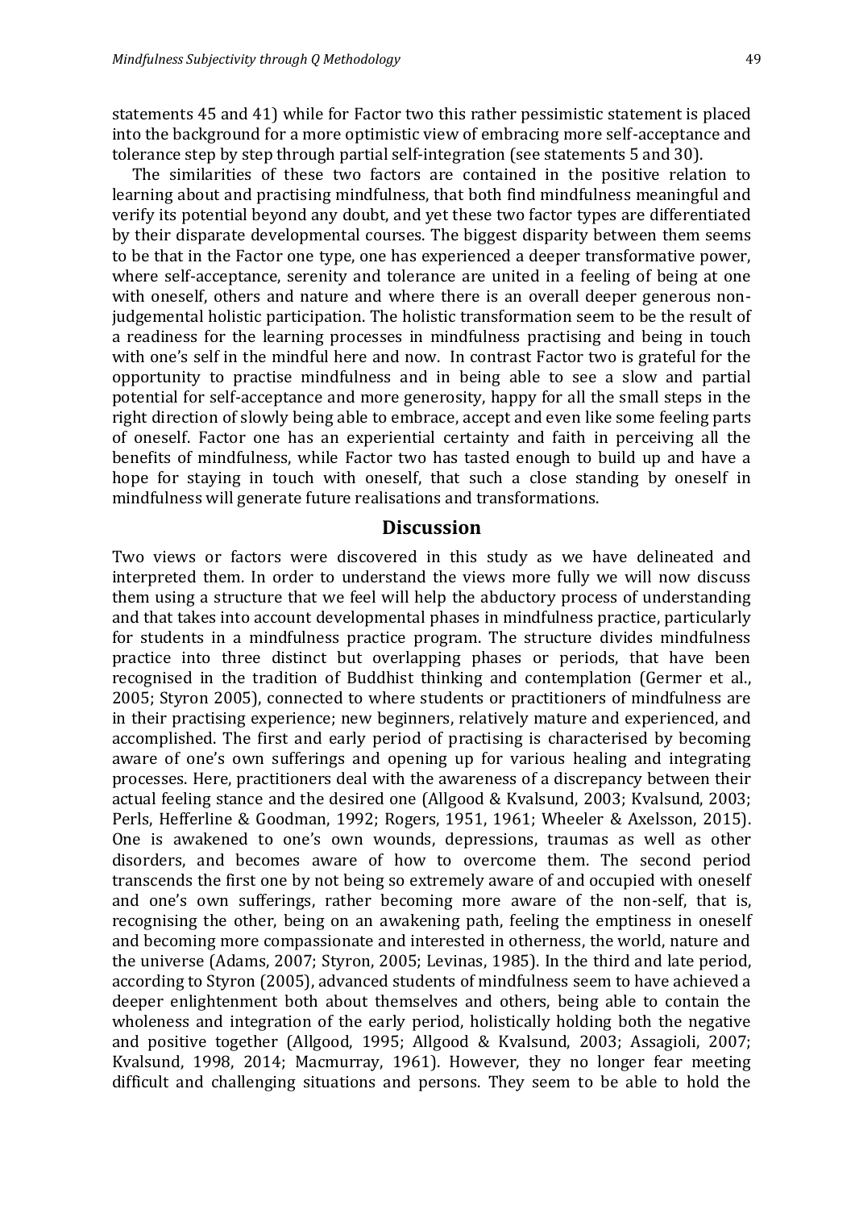statements 45 and 41) while for Factor two this rather pessimistic statement is placed into the background for a more optimistic view of embracing more self-acceptance and tolerance step by step through partial self-integration (see statements 5 and 30).

The similarities of these two factors are contained in the positive relation to learning about and practising mindfulness, that both find mindfulness meaningful and verify its potential beyond any doubt, and yet these two factor types are differentiated by their disparate developmental courses. The biggest disparity between them seems to be that in the Factor one type, one has experienced a deeper transformative power, where self-acceptance, serenity and tolerance are united in a feeling of being at one with oneself, others and nature and where there is an overall deeper generous non-judgemental holistic participation. The holistic transformation seem to be the result of a readiness for the learning processes in mindfulness practising and being in touch with one's self in the mindful here and now. In contrast Factor two is grateful for the opportunity to practise mindfulness and in being able to see a slow and partial potential for self-acceptance and more generosity, happy for all the small steps in the right direction of slowly being able to embrace, accept and even like some feeling parts of oneself. Factor one has an experiential certainty and faith in perceiving all the benefits of mindfulness, while Factor two has tasted enough to build up and have a hope for staying in touch with oneself, that such a close standing by oneself in mindfulness will generate future realisations and transformations.

## Discussion

Two views or factors were discovered in this study as we have delineated and interpreted them. In order to understand the views more fully we will now discuss them using a structure that we feel will help the abductory process of understanding and that takes into account developmental phases in mindfulness practice, particularly for students in a mindfulness practice program. The structure divides mindfulness practice into three distinct but overlapping phases or periods, that have been recognised in the tradition of Buddhist thinking and contemplation (Germer et al., 2005; Styron 2005), connected to where students or practitioners of mindfulness are in their practising experience; new beginners, relatively mature and experienced, and accomplished. The first and early period of practising is characterised by becoming aware of one's own sufferings and opening up for various healing and integrating processes. Here, practitioners deal with the awareness of a discrepancy between their actual feeling stance and the desired one (Allgood & Kvalsund, 2003; Kvalsund, 2003; Perls, Hefferline & Goodman, 1992; Rogers, 1951, 1961; Wheeler & Axelsson, 2015). One is awakened to one's own wounds, depressions, traumas as well as other disorders, and becomes aware of how to overcome them. The second period transcends the first one by not being so extremely aware of and occupied with oneself and one's own sufferings, rather becoming more aware of the non-self, that is, recognising the other, being on an awakening path, feeling the emptiness in oneself and becoming more compassionate and interested in otherness, the world, nature and the universe (Adams, 2007; Styron, 2005; Levinas, 1985). In the third and late period, according to Styron (2005), advanced students of mindfulness seem to have achieved a deeper enlightenment both about themselves and others, being able to contain the wholeness and integration of the early period, holistically holding both the negative and positive together (Allgood, 1995; Allgood & Kvalsund, 2003; Assagioli, 2007; Kvalsund, 1998, 2014; Macmurray, 1961). However, they no longer fear meeting difficult and challenging situations and persons. They seem to be able to hold the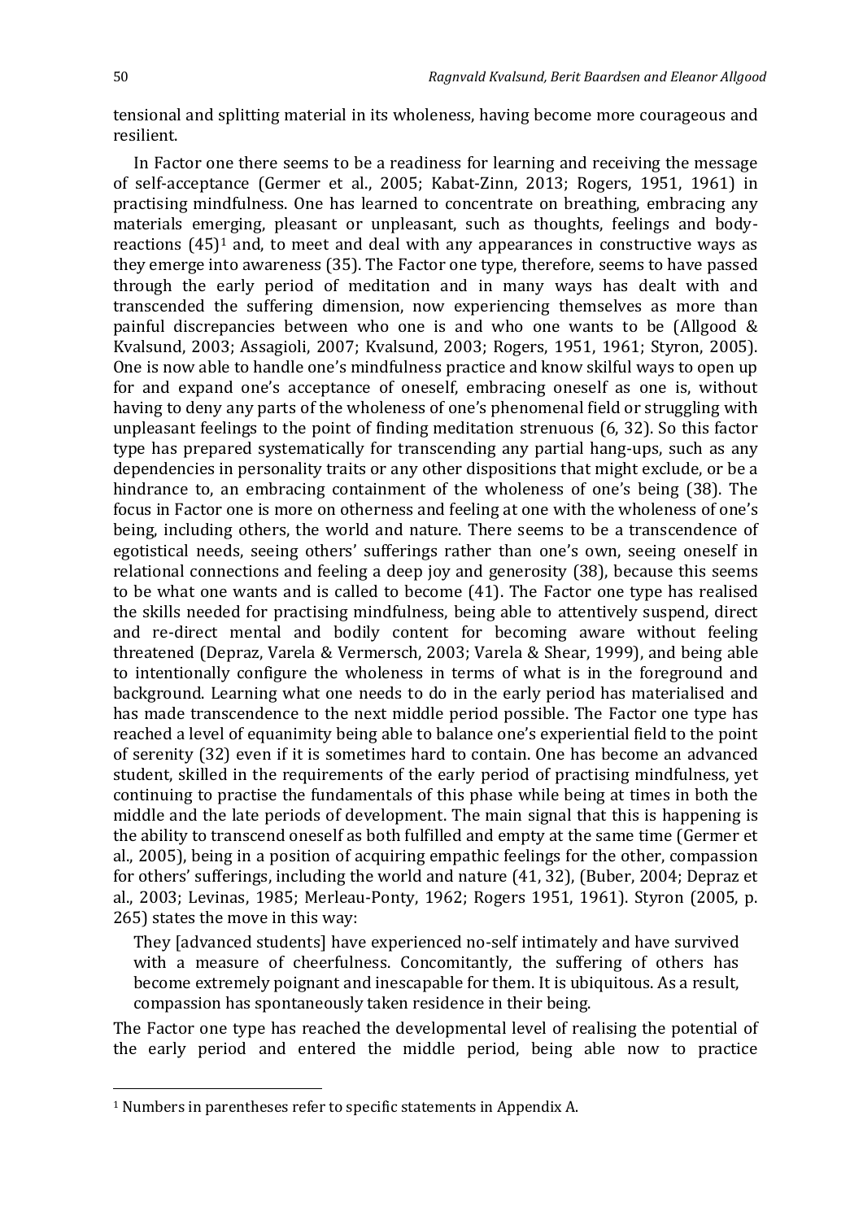tensional and splitting material in its wholeness, having become more courageous and resilient.

In Factor one there seems to be a readiness for learning and receiving the message of self-acceptance (Germer et al., 2005; Kabat-Zinn, 2013; Rogers, 1951, 1961) in practising mindfulness. One has learned to concentrate on breathing, embracing any materials emerging, pleasant or unpleasant, such as thoughts, feelings and body-reactions (45)[1] and, to meet and deal with any appearances in constructive ways as they emerge into awareness (35). The Factor one type, therefore, seems to have passed through the early period of meditation and in many ways has dealt with and transcended the suffering dimension, now experiencing themselves as more than painful discrepancies between who one is and who one wants to be (Allgood & Kvalsund, 2003; Assagioli, 2007; Kvalsund, 2003; Rogers, 1951, 1961; Styron, 2005). One is now able to handle one's mindfulness practice and know skilful ways to open up for and expand one's acceptance of oneself, embracing oneself as one is, without having to deny any parts of the wholeness of one's phenomenal field or struggling with unpleasant feelings to the point of finding meditation strenuous (6, 32). So this factor type has prepared systematically for transcending any partial hang-ups, such as any dependencies in personality traits or any other dispositions that might exclude, or be a hindrance to, an embracing containment of the wholeness of one's being (38). The focus in Factor one is more on otherness and feeling at one with the wholeness of one's being, including others, the world and nature. There seems to be a transcendence of egotistical needs, seeing others' sufferings rather than one's own, seeing oneself in relational connections and feeling a deep joy and generosity (38), because this seems to be what one wants and is called to become (41). The Factor one type has realised the skills needed for practising mindfulness, being able to attentively suspend, direct and re-direct mental and bodily content for becoming aware without feeling threatened (Depraz, Varela & Vermersch, 2003; Varela & Shear, 1999), and being able to intentionally configure the wholeness in terms of what is in the foreground and background. Learning what one needs to do in the early period has materialised and has made transcendence to the next middle period possible. The Factor one type has reached a level of equanimity being able to balance one's experiential field to the point of serenity (32) even if it is sometimes hard to contain. One has become an advanced student, skilled in the requirements of the early period of practising mindfulness, yet continuing to practise the fundamentals of this phase while being at times in both the middle and the late periods of development. The main signal that this is happening is the ability to transcend oneself as both fulfilled and empty at the same time (Germer et al., 2005), being in a position of acquiring empathic feelings for the other, compassion for others' sufferings, including the world and nature (41, 32), (Buber, 2004; Depraz et al., 2003; Levinas, 1985; Merleau-Ponty, 1962; Rogers 1951, 1961). Styron (2005, p. 265) states the move in this way:

> They [advanced students] have experienced no-self intimately and have survived with a measure of cheerfulness. Concomitantly, the suffering of others has become extremely poignant and inescapable for them. It is ubiquitous. As a result, compassion has spontaneously taken residence in their being.

The Factor one type has reached the developmental level of realising the potential of the early period and entered the middle period, being able now to practice

[1] Numbers in parentheses refer to specific statements in Appendix A.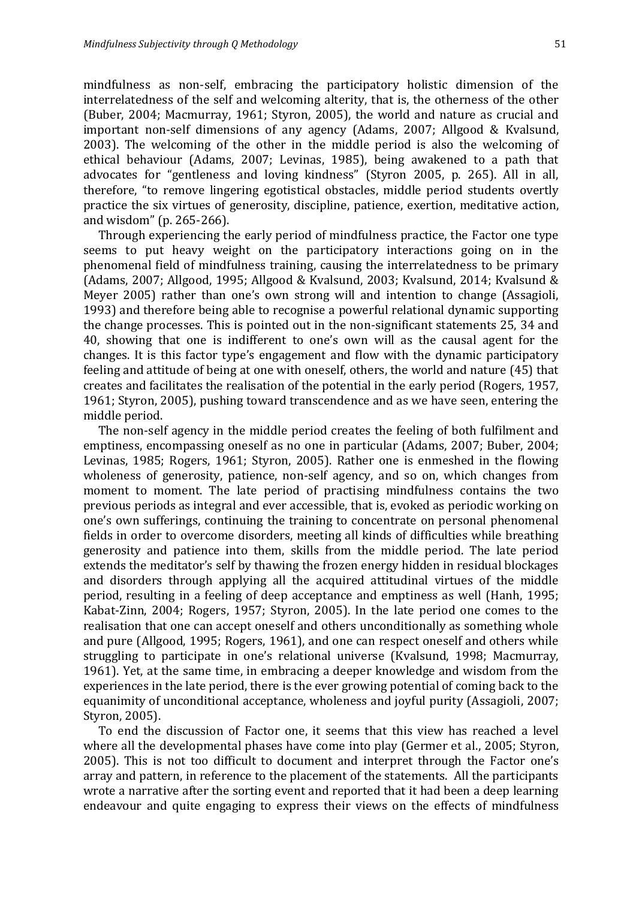mindfulness as non-self, embracing the participatory holistic dimension of the interrelatedness of the self and welcoming alterity, that is, the otherness of the other (Buber, 2004; Macmurray, 1961; Styron, 2005), the world and nature as crucial and important non-self dimensions of any agency (Adams, 2007; Allgood & Kvalsund, 2003). The welcoming of the other in the middle period is also the welcoming of ethical behaviour (Adams, 2007; Levinas, 1985), being awakened to a path that advocates for "gentleness and loving kindness" (Styron 2005, p. 265). All in all, therefore, "to remove lingering egotistical obstacles, middle period students overtly practice the six virtues of generosity, discipline, patience, exertion, meditative action, and wisdom" (p. 265-266).

Through experiencing the early period of mindfulness practice, the Factor one type seems to put heavy weight on the participatory interactions going on in the phenomenal field of mindfulness training, causing the interrelatedness to be primary (Adams, 2007; Allgood, 1995; Allgood & Kvalsund, 2003; Kvalsund, 2014; Kvalsund & Meyer 2005) rather than one's own strong will and intention to change (Assagioli, 1993) and therefore being able to recognise a powerful relational dynamic supporting the change processes. This is pointed out in the non-significant statements 25, 34 and 40, showing that one is indifferent to one's own will as the causal agent for the changes. It is this factor type's engagement and flow with the dynamic participatory feeling and attitude of being at one with oneself, others, the world and nature (45) that creates and facilitates the realisation of the potential in the early period (Rogers, 1957, 1961; Styron, 2005), pushing toward transcendence and as we have seen, entering the middle period.

The non-self agency in the middle period creates the feeling of both fulfilment and emptiness, encompassing oneself as no one in particular (Adams, 2007; Buber, 2004; Levinas, 1985; Rogers, 1961; Styron, 2005). Rather one is enmeshed in the flowing wholeness of generosity, patience, non-self agency, and so on, which changes from moment to moment. The late period of practising mindfulness contains the two previous periods as integral and ever accessible, that is, evoked as periodic working on one's own sufferings, continuing the training to concentrate on personal phenomenal fields in order to overcome disorders, meeting all kinds of difficulties while breathing generosity and patience into them, skills from the middle period. The late period extends the meditator's self by thawing the frozen energy hidden in residual blockages and disorders through applying all the acquired attitudinal virtues of the middle period, resulting in a feeling of deep acceptance and emptiness as well (Hanh, 1995; Kabat-Zinn, 2004; Rogers, 1957; Styron, 2005). In the late period one comes to the realisation that one can accept oneself and others unconditionally as something whole and pure (Allgood, 1995; Rogers, 1961), and one can respect oneself and others while struggling to participate in one's relational universe (Kvalsund, 1998; Macmurray, 1961). Yet, at the same time, in embracing a deeper knowledge and wisdom from the experiences in the late period, there is the ever growing potential of coming back to the equanimity of unconditional acceptance, wholeness and joyful purity (Assagioli, 2007; Styron, 2005).

To end the discussion of Factor one, it seems that this view has reached a level where all the developmental phases have come into play (Germer et al., 2005; Styron, 2005). This is not too difficult to document and interpret through the Factor one's array and pattern, in reference to the placement of the statements. All the participants wrote a narrative after the sorting event and reported that it had been a deep learning endeavour and quite engaging to express their views on the effects of mindfulness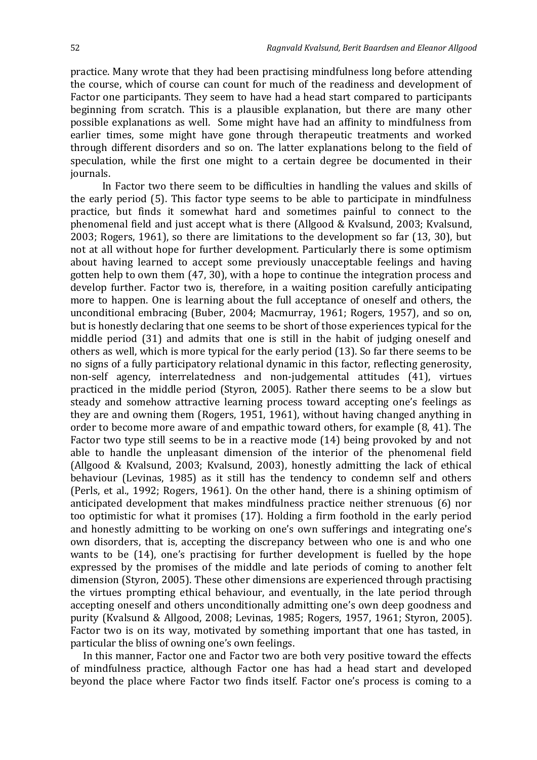practice. Many wrote that they had been practising mindfulness long before attending the course, which of course can count for much of the readiness and development of Factor one participants. They seem to have had a head start compared to participants beginning from scratch. This is a plausible explanation, but there are many other possible explanations as well. Some might have had an affinity to mindfulness from earlier times, some might have gone through therapeutic treatments and worked through different disorders and so on. The latter explanations belong to the field of speculation, while the first one might to a certain degree be documented in their journals.

In Factor two there seem to be difficulties in handling the values and skills of the early period (5). This factor type seems to be able to participate in mindfulness practice, but finds it somewhat hard and sometimes painful to connect to the phenomenal field and just accept what is there (Allgood & Kvalsund, 2003; Kvalsund, 2003; Rogers, 1961), so there are limitations to the development so far (13, 30), but not at all without hope for further development. Particularly there is some optimism about having learned to accept some previously unacceptable feelings and having gotten help to own them (47, 30), with a hope to continue the integration process and develop further. Factor two is, therefore, in a waiting position carefully anticipating more to happen. One is learning about the full acceptance of oneself and others, the unconditional embracing (Buber, 2004; Macmurray, 1961; Rogers, 1957), and so on, but is honestly declaring that one seems to be short of those experiences typical for the middle period (31) and admits that one is still in the habit of judging oneself and others as well, which is more typical for the early period (13). So far there seems to be no signs of a fully participatory relational dynamic in this factor, reflecting generosity, non-self agency, interrelatedness and non-judgemental attitudes (41), virtues practiced in the middle period (Styron, 2005). Rather there seems to be a slow but steady and somehow attractive learning process toward accepting one's feelings as they are and owning them (Rogers, 1951, 1961), without having changed anything in order to become more aware of and empathic toward others, for example (8, 41). The Factor two type still seems to be in a reactive mode (14) being provoked by and not able to handle the unpleasant dimension of the interior of the phenomenal field (Allgood & Kvalsund, 2003; Kvalsund, 2003), honestly admitting the lack of ethical behaviour (Levinas, 1985) as it still has the tendency to condemn self and others (Perls, et al., 1992; Rogers, 1961). On the other hand, there is a shining optimism of anticipated development that makes mindfulness practice neither strenuous (6) nor too optimistic for what it promises (17). Holding a firm foothold in the early period and honestly admitting to be working on one's own sufferings and integrating one's own disorders, that is, accepting the discrepancy between who one is and who one wants to be (14), one's practising for further development is fuelled by the hope expressed by the promises of the middle and late periods of coming to another felt dimension (Styron, 2005). These other dimensions are experienced through practising the virtues prompting ethical behaviour, and eventually, in the late period through accepting oneself and others unconditionally admitting one's own deep goodness and purity (Kvalsund & Allgood, 2008; Levinas, 1985; Rogers, 1957, 1961; Styron, 2005). Factor two is on its way, motivated by something important that one has tasted, in particular the bliss of owning one's own feelings.

In this manner, Factor one and Factor two are both very positive toward the effects of mindfulness practice, although Factor one has had a head start and developed beyond the place where Factor two finds itself. Factor one's process is coming to a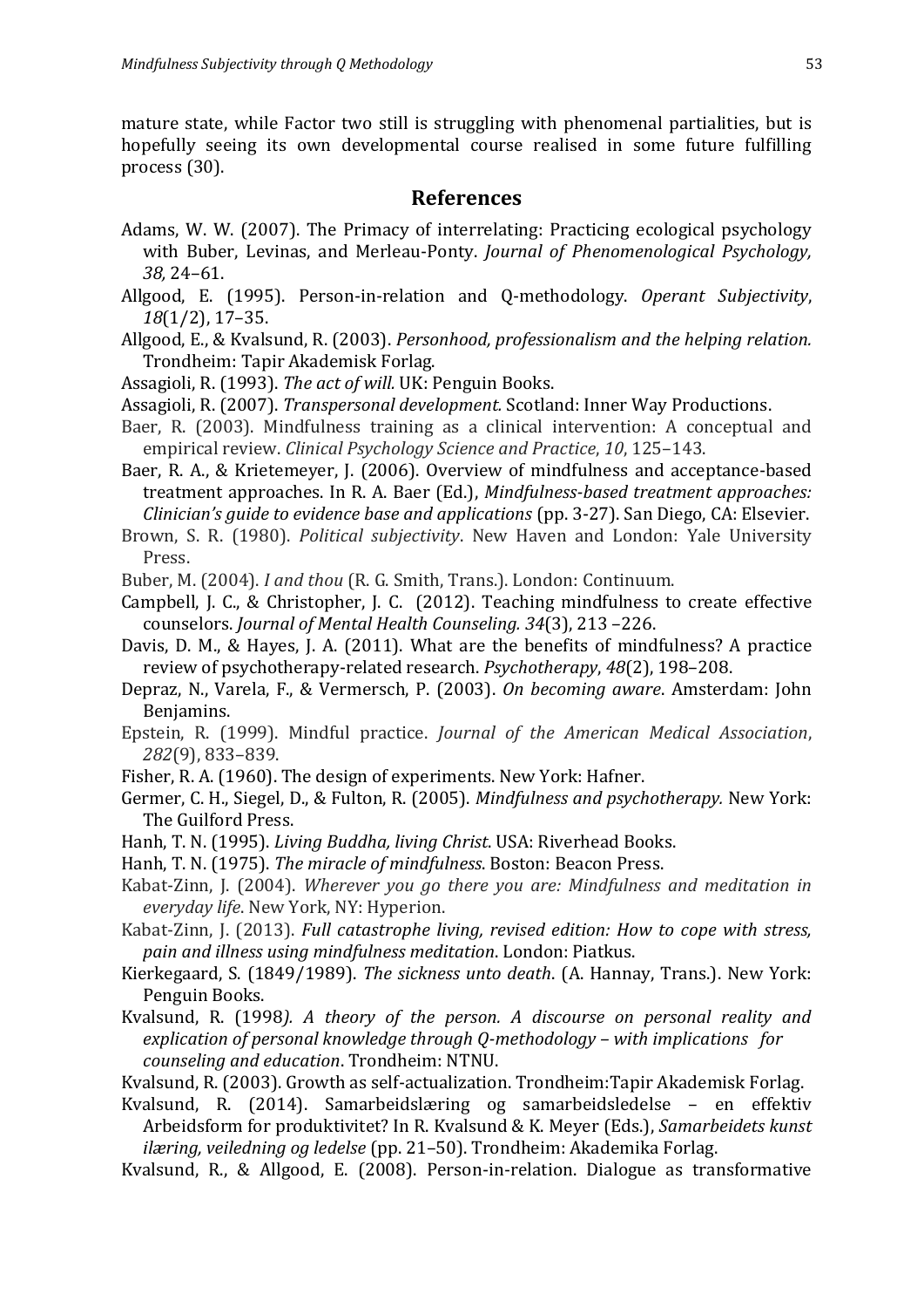mature state, while Factor two still is struggling with phenomenal partialities, but is hopefully seeing its own developmental course realised in some future fulfilling process (30).

## References

Adams, W. W. (2007). The Primacy of interrelating: Practicing ecological psychology with Buber, Levinas, and Merleau-Ponty. *Journal of Phenomenological Psychology, 38,* 24–61.

Allgood, E. (1995). Person-in-relation and Q-methodology. *Operant Subjectivity*, *18*(1/2), 17–35.

Allgood, E., & Kvalsund, R. (2003). *Personhood, professionalism and the helping relation.* Trondheim: Tapir Akademisk Forlag.

Assagioli, R. (1993). *The act of will.* UK: Penguin Books.

Assagioli, R. (2007). *Transpersonal development.* Scotland: Inner Way Productions.

Baer, R. (2003). Mindfulness training as a clinical intervention: A conceptual and empirical review. *Clinical Psychology Science and Practice*, *10*, 125–143.

Baer, R. A., & Krietemeyer, J. (2006). Overview of mindfulness and acceptance-based treatment approaches. In R. A. Baer (Ed.), *Mindfulness-based treatment approaches: Clinician's guide to evidence base and applications* (pp. 3-27). San Diego, CA: Elsevier.

Brown, S. R. (1980). *Political subjectivity*. New Haven and London: Yale University Press.

Buber, M. (2004). *I and thou* (R. G. Smith, Trans.). London: Continuum.

Campbell, J. C., & Christopher, J. C. (2012). Teaching mindfulness to create effective counselors. *Journal of Mental Health Counseling. 34*(3), 213 –226.

Davis, D. M., & Hayes, J. A. (2011). What are the benefits of mindfulness? A practice review of psychotherapy-related research. *Psychotherapy*, *48*(2), 198–208.

Depraz, N., Varela, F., & Vermersch, P. (2003). *On becoming aware*. Amsterdam: John Benjamins.

Epstein, R. (1999). Mindful practice. *Journal of the American Medical Association*, *282*(9), 833–839.

Fisher, R. A. (1960). The design of experiments. New York: Hafner.

Germer, C. H., Siegel, D., & Fulton, R. (2005). *Mindfulness and psychotherapy.* New York: The Guilford Press.

Hanh, T. N. (1995). *Living Buddha, living Christ*. USA: Riverhead Books.

Hanh, T. N. (1975). *The miracle of mindfulness*. Boston: Beacon Press.

Kabat-Zinn, J. (2004). *Wherever you go there you are: Mindfulness and meditation in everyday life*. New York, NY: Hyperion.

Kabat-Zinn, J. (2013). *Full catastrophe living, revised edition: How to cope with stress, pain and illness using mindfulness meditation*. London: Piatkus.

Kierkegaard, S. (1849/1989). *The sickness unto death*. (A. Hannay, Trans.). New York: Penguin Books.

Kvalsund, R. (1998*). A theory of the person. A discourse on personal reality and explication of personal knowledge through Q-methodology – with implications for counseling and education*. Trondheim: NTNU.

Kvalsund, R. (2003). Growth as self-actualization. Trondheim:Tapir Akademisk Forlag.

Kvalsund, R. (2014). Samarbeidslæring og samarbeidsledelse – en effektiv Arbeidsform for produktivitet? In R. Kvalsund & K. Meyer (Eds.), *Samarbeidets kunst ilæring, veiledning og ledelse* (pp. 21–50). Trondheim: Akademika Forlag.

Kvalsund, R., & Allgood, E. (2008). Person-in-relation. Dialogue as transformative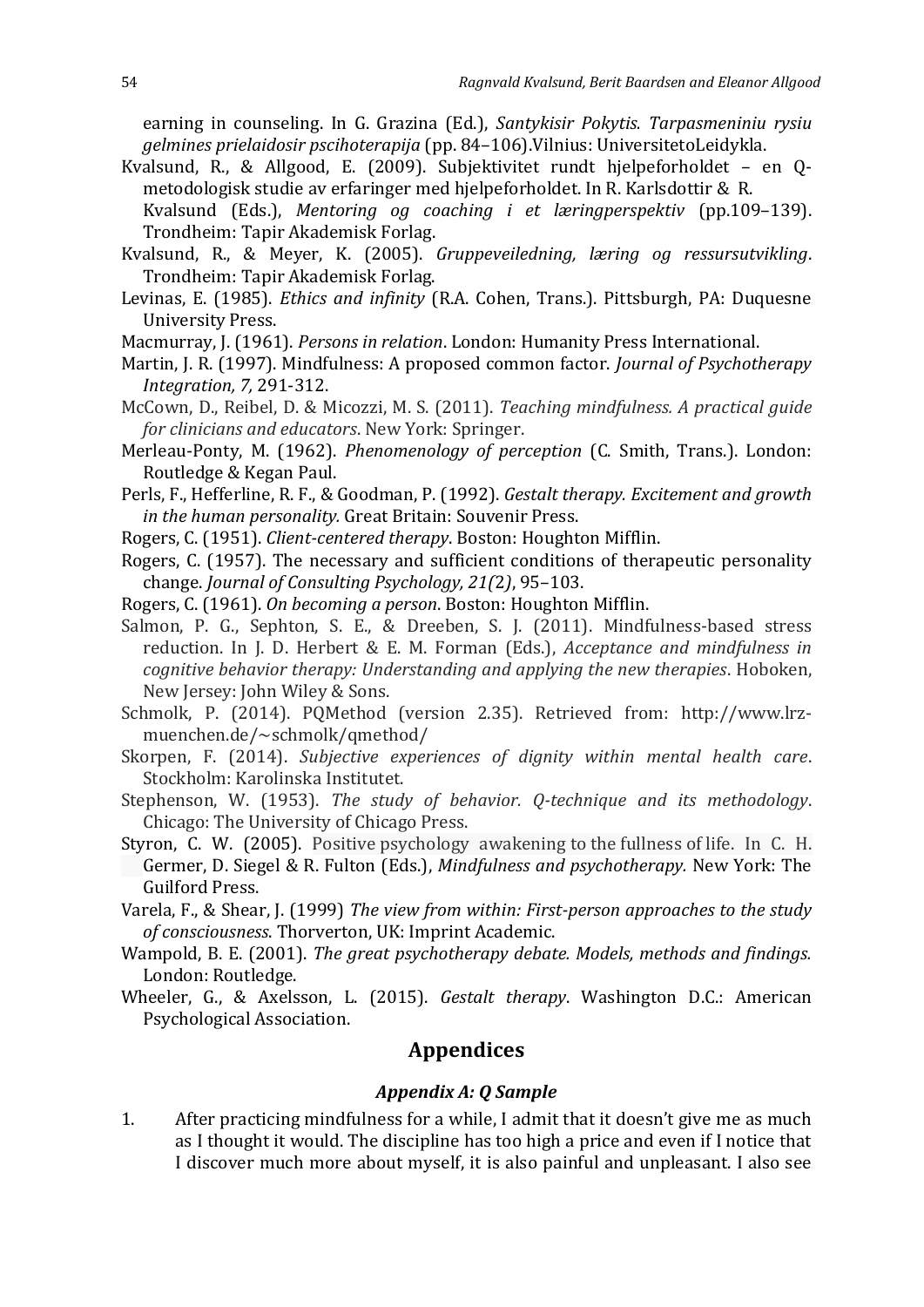earning in counseling. In G. Grazina (Ed.), *Santykisir Pokytis. Tarpasmeniniu rysiu gelmines prielaidosir pscihoterapija* (pp. 84–106).Vilnius: UniversitetoLeidykla.

Kvalsund, R., & Allgood, E. (2009). Subjektivitet rundt hjelpeforholdet – en Q-metodologisk studie av erfaringer med hjelpeforholdet. In R. Karlsdottir & R. Kvalsund (Eds.), *Mentoring og coaching i et læringperspektiv* (pp.109–139). Trondheim: Tapir Akademisk Forlag.

Kvalsund, R., & Meyer, K. (2005). *Gruppeveiledning, læring og ressursutvikling*. Trondheim: Tapir Akademisk Forlag.

Levinas, E. (1985). *Ethics and infinity* (R.A. Cohen, Trans.). Pittsburgh, PA: Duquesne University Press.

Macmurray, J. (1961). *Persons in relation*. London: Humanity Press International.

Martin, J. R. (1997). Mindfulness: A proposed common factor. *Journal of Psychotherapy Integration, 7,* 291-312.

McCown, D., Reibel, D. & Micozzi, M. S. (2011). *Teaching mindfulness. A practical guide for clinicians and educators*. New York: Springer.

Merleau-Ponty, M. (1962). *Phenomenology of perception* (C. Smith, Trans.). London: Routledge & Kegan Paul.

Perls, F., Hefferline, R. F., & Goodman, P. (1992). *Gestalt therapy. Excitement and growth in the human personality.* Great Britain: Souvenir Press.

Rogers, C. (1951). *Client-centered therapy*. Boston: Houghton Mifflin.

Rogers, C. (1957). The necessary and sufficient conditions of therapeutic personality change. *Journal of Consulting Psychology, 21(*2*)*, 95–103.

Rogers, C. (1961). *On becoming a person*. Boston: Houghton Mifflin.

Salmon, P. G., Sephton, S. E., & Dreeben, S. J. (2011). Mindfulness-based stress reduction. In J. D. Herbert & E. M. Forman (Eds.), *Acceptance and mindfulness in cognitive behavior therapy: Understanding and applying the new therapies*. Hoboken, New Jersey: John Wiley & Sons.

Schmolk, P. (2014). PQMethod (version 2.35). Retrieved from: http://www.lrz-muenchen.de/~schmolk/qmethod/

Skorpen, F. (2014). *Subjective experiences of dignity within mental health care*. Stockholm: Karolinska Institutet.

Stephenson, W. (1953). *The study of behavior. Q-technique and its methodology*. Chicago: The University of Chicago Press.

Styron, C. W. (2005). Positive psychology awakening to the fullness of life. In C. H. Germer, D. Siegel & R. Fulton (Eds.), *Mindfulness and psychotherapy.* New York: The Guilford Press.

Varela, F., & Shear, J. (1999) *The view from within: First-person approaches to the study of consciousness*. Thorverton, UK: Imprint Academic.

Wampold, B. E. (2001). *The great psychotherapy debate. Models, methods and findings.* London: Routledge.

Wheeler, G., & Axelsson, L. (2015). *Gestalt therapy*. Washington D.C.: American Psychological Association.

## Appendices

### *Appendix A: Q Sample*

1. After practicing mindfulness for a while, I admit that it doesn't give me as much as I thought it would. The discipline has too high a price and even if I notice that I discover much more about myself, it is also painful and unpleasant. I also see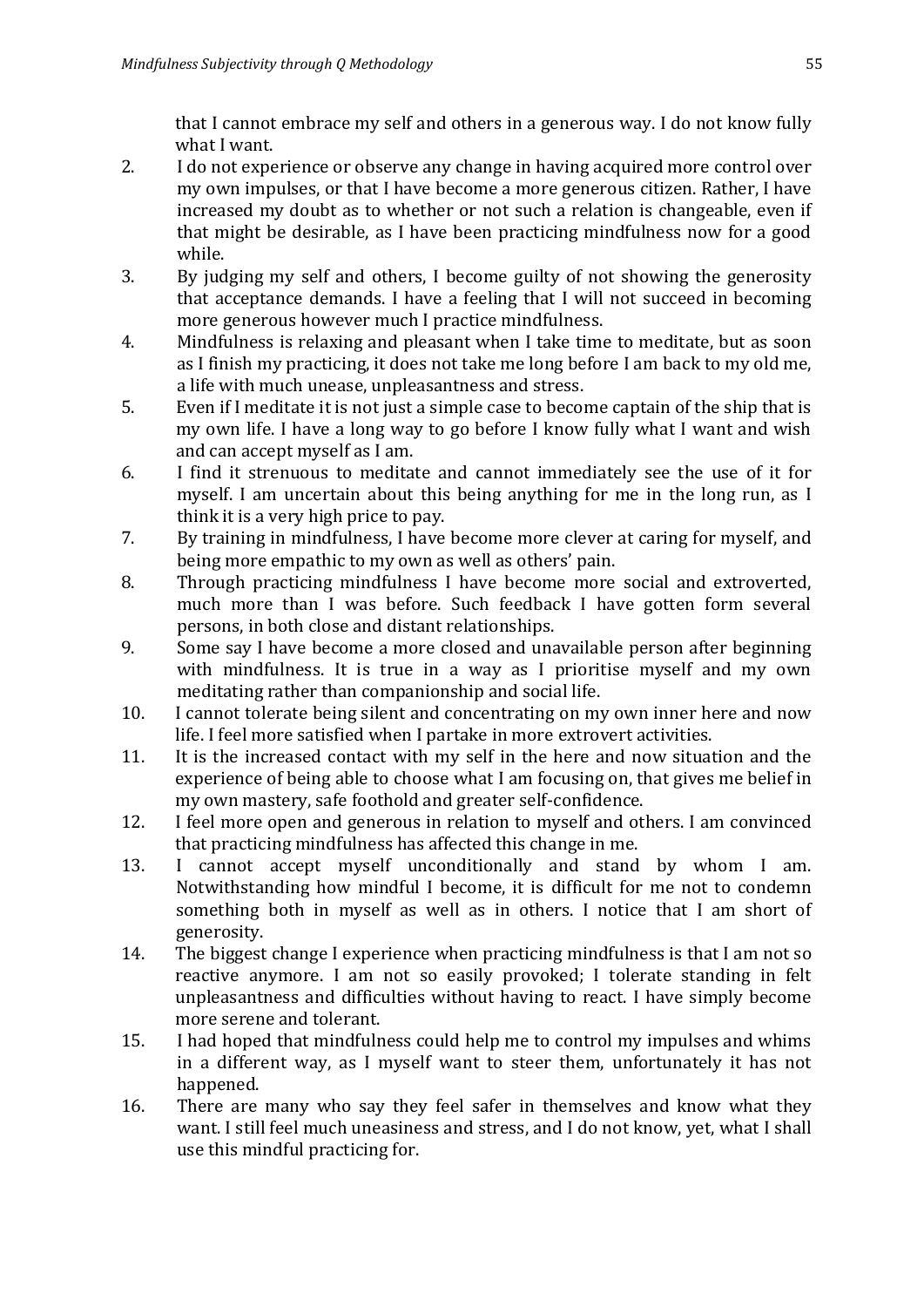that I cannot embrace my self and others in a generous way. I do not know fully what I want.

2. I do not experience or observe any change in having acquired more control over my own impulses, or that I have become a more generous citizen. Rather, I have increased my doubt as to whether or not such a relation is changeable, even if that might be desirable, as I have been practicing mindfulness now for a good while.
3. By judging my self and others, I become guilty of not showing the generosity that acceptance demands. I have a feeling that I will not succeed in becoming more generous however much I practice mindfulness.
4. Mindfulness is relaxing and pleasant when I take time to meditate, but as soon as I finish my practicing, it does not take me long before I am back to my old me, a life with much unease, unpleasantness and stress.
5. Even if I meditate it is not just a simple case to become captain of the ship that is my own life. I have a long way to go before I know fully what I want and wish and can accept myself as I am.
6. I find it strenuous to meditate and cannot immediately see the use of it for myself. I am uncertain about this being anything for me in the long run, as I think it is a very high price to pay.
7. By training in mindfulness, I have become more clever at caring for myself, and being more empathic to my own as well as others' pain.
8. Through practicing mindfulness I have become more social and extroverted, much more than I was before. Such feedback I have gotten form several persons, in both close and distant relationships.
9. Some say I have become a more closed and unavailable person after beginning with mindfulness. It is true in a way as I prioritise myself and my own meditating rather than companionship and social life.
10. I cannot tolerate being silent and concentrating on my own inner here and now life. I feel more satisfied when I partake in more extrovert activities.
11. It is the increased contact with my self in the here and now situation and the experience of being able to choose what I am focusing on, that gives me belief in my own mastery, safe foothold and greater self-confidence.
12. I feel more open and generous in relation to myself and others. I am convinced that practicing mindfulness has affected this change in me.
13. I cannot accept myself unconditionally and stand by whom I am. Notwithstanding how mindful I become, it is difficult for me not to condemn something both in myself as well as in others. I notice that I am short of generosity.
14. The biggest change I experience when practicing mindfulness is that I am not so reactive anymore. I am not so easily provoked; I tolerate standing in felt unpleasantness and difficulties without having to react. I have simply become more serene and tolerant.
15. I had hoped that mindfulness could help me to control my impulses and whims in a different way, as I myself want to steer them, unfortunately it has not happened.
16. There are many who say they feel safer in themselves and know what they want. I still feel much uneasiness and stress, and I do not know, yet, what I shall use this mindful practicing for.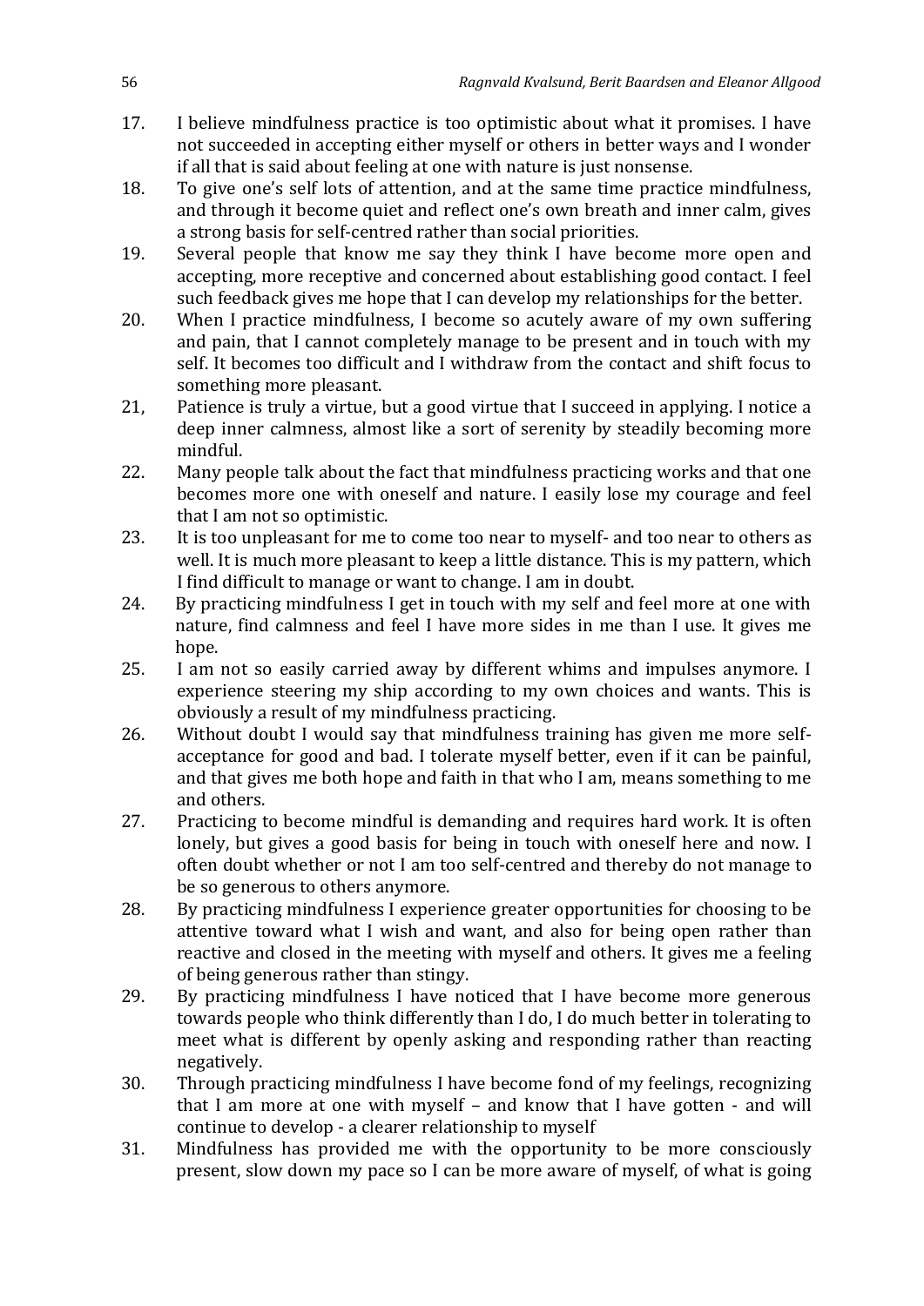17. I believe mindfulness practice is too optimistic about what it promises. I have not succeeded in accepting either myself or others in better ways and I wonder if all that is said about feeling at one with nature is just nonsense.
18. To give one's self lots of attention, and at the same time practice mindfulness, and through it become quiet and reflect one's own breath and inner calm, gives a strong basis for self-centred rather than social priorities.
19. Several people that know me say they think I have become more open and accepting, more receptive and concerned about establishing good contact. I feel such feedback gives me hope that I can develop my relationships for the better.
20. When I practice mindfulness, I become so acutely aware of my own suffering and pain, that I cannot completely manage to be present and in touch with my self. It becomes too difficult and I withdraw from the contact and shift focus to something more pleasant.
21, Patience is truly a virtue, but a good virtue that I succeed in applying. I notice a deep inner calmness, almost like a sort of serenity by steadily becoming more mindful.
22. Many people talk about the fact that mindfulness practicing works and that one becomes more one with oneself and nature. I easily lose my courage and feel that I am not so optimistic.
23. It is too unpleasant for me to come too near to myself- and too near to others as well. It is much more pleasant to keep a little distance. This is my pattern, which I find difficult to manage or want to change. I am in doubt.
24. By practicing mindfulness I get in touch with my self and feel more at one with nature, find calmness and feel I have more sides in me than I use. It gives me hope.
25. I am not so easily carried away by different whims and impulses anymore. I experience steering my ship according to my own choices and wants. This is obviously a result of my mindfulness practicing.
26. Without doubt I would say that mindfulness training has given me more self-acceptance for good and bad. I tolerate myself better, even if it can be painful, and that gives me both hope and faith in that who I am, means something to me and others.
27. Practicing to become mindful is demanding and requires hard work. It is often lonely, but gives a good basis for being in touch with oneself here and now. I often doubt whether or not I am too self-centred and thereby do not manage to be so generous to others anymore.
28. By practicing mindfulness I experience greater opportunities for choosing to be attentive toward what I wish and want, and also for being open rather than reactive and closed in the meeting with myself and others. It gives me a feeling of being generous rather than stingy.
29. By practicing mindfulness I have noticed that I have become more generous towards people who think differently than I do, I do much better in tolerating to meet what is different by openly asking and responding rather than reacting negatively.
30. Through practicing mindfulness I have become fond of my feelings, recognizing that I am more at one with myself – and know that I have gotten - and will continue to develop - a clearer relationship to myself
31. Mindfulness has provided me with the opportunity to be more consciously present, slow down my pace so I can be more aware of myself, of what is going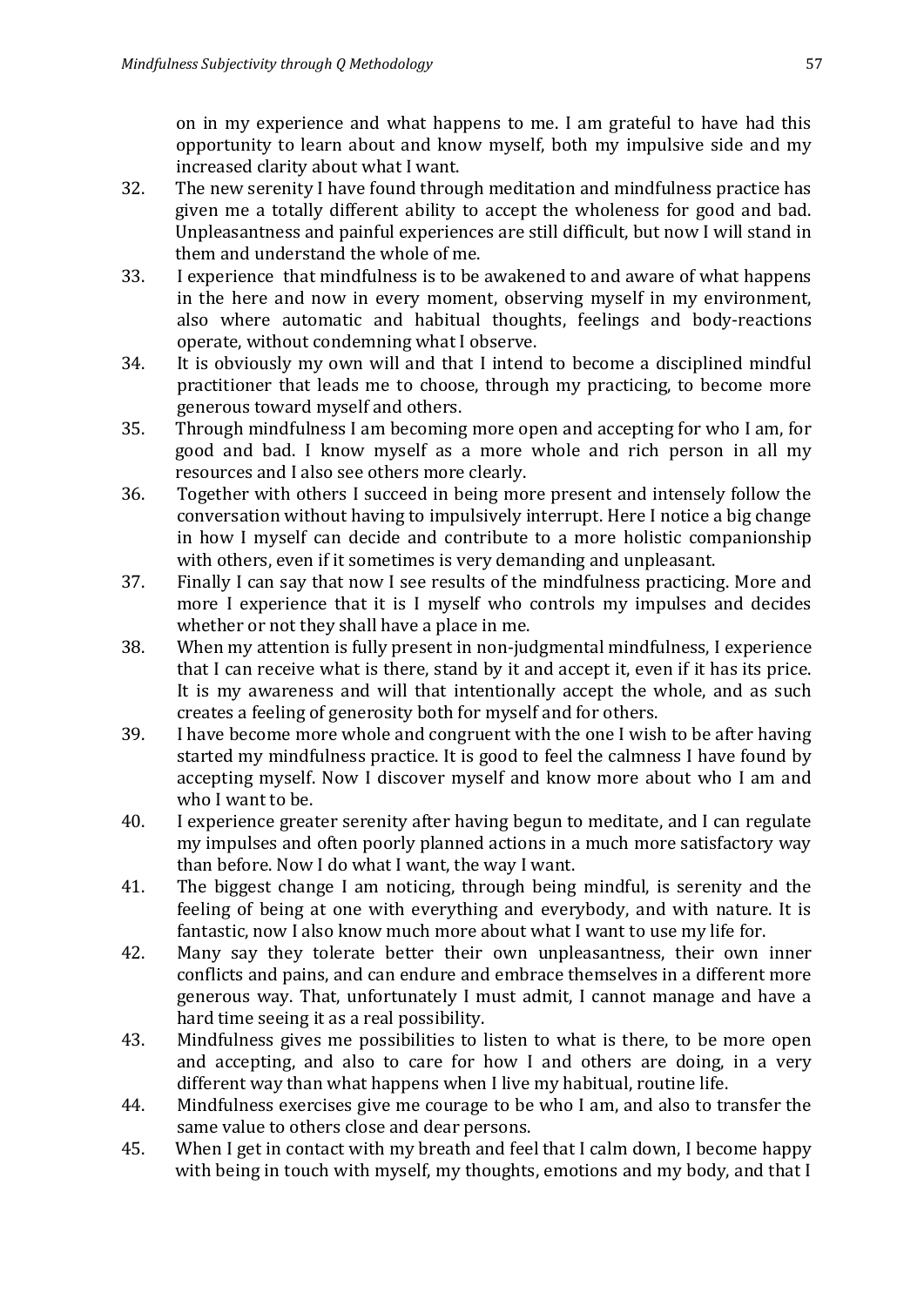on in my experience and what happens to me. I am grateful to have had this opportunity to learn about and know myself, both my impulsive side and my increased clarity about what I want.

32. The new serenity I have found through meditation and mindfulness practice has given me a totally different ability to accept the wholeness for good and bad. Unpleasantness and painful experiences are still difficult, but now I will stand in them and understand the whole of me.
33. I experience that mindfulness is to be awakened to and aware of what happens in the here and now in every moment, observing myself in my environment, also where automatic and habitual thoughts, feelings and body-reactions operate, without condemning what I observe.
34. It is obviously my own will and that I intend to become a disciplined mindful practitioner that leads me to choose, through my practicing, to become more generous toward myself and others.
35. Through mindfulness I am becoming more open and accepting for who I am, for good and bad. I know myself as a more whole and rich person in all my resources and I also see others more clearly.
36. Together with others I succeed in being more present and intensely follow the conversation without having to impulsively interrupt. Here I notice a big change in how I myself can decide and contribute to a more holistic companionship with others, even if it sometimes is very demanding and unpleasant.
37. Finally I can say that now I see results of the mindfulness practicing. More and more I experience that it is I myself who controls my impulses and decides whether or not they shall have a place in me.
38. When my attention is fully present in non-judgmental mindfulness, I experience that I can receive what is there, stand by it and accept it, even if it has its price. It is my awareness and will that intentionally accept the whole, and as such creates a feeling of generosity both for myself and for others.
39. I have become more whole and congruent with the one I wish to be after having started my mindfulness practice. It is good to feel the calmness I have found by accepting myself. Now I discover myself and know more about who I am and who I want to be.
40. I experience greater serenity after having begun to meditate, and I can regulate my impulses and often poorly planned actions in a much more satisfactory way than before. Now I do what I want, the way I want.
41. The biggest change I am noticing, through being mindful, is serenity and the feeling of being at one with everything and everybody, and with nature. It is fantastic, now I also know much more about what I want to use my life for.
42. Many say they tolerate better their own unpleasantness, their own inner conflicts and pains, and can endure and embrace themselves in a different more generous way. That, unfortunately I must admit, I cannot manage and have a hard time seeing it as a real possibility.
43. Mindfulness gives me possibilities to listen to what is there, to be more open and accepting, and also to care for how I and others are doing, in a very different way than what happens when I live my habitual, routine life.
44. Mindfulness exercises give me courage to be who I am, and also to transfer the same value to others close and dear persons.
45. When I get in contact with my breath and feel that I calm down, I become happy with being in touch with myself, my thoughts, emotions and my body, and that I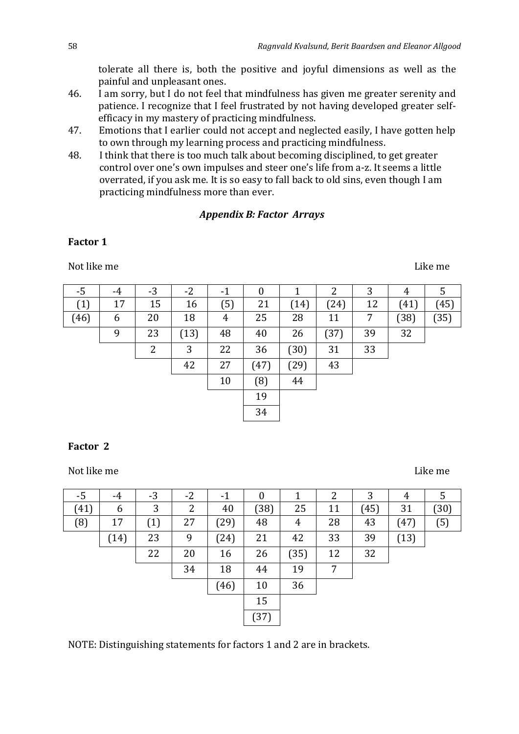tolerate all there is, both the positive and joyful dimensions as well as the painful and unpleasant ones.

46. I am sorry, but I do not feel that mindfulness has given me greater serenity and patience. I recognize that I feel frustrated by not having developed greater self-efficacy in my mastery of practicing mindfulness.
47. Emotions that I earlier could not accept and neglected easily, I have gotten help to own through my learning process and practicing mindfulness.
48. I think that there is too much talk about becoming disciplined, to get greater control over one's own impulses and steer one's life from a-z. It seems a little overrated, if you ask me. It is so easy to fall back to old sins, even though I am practicing mindfulness more than ever.

### *Appendix B: Factor Arrays*

**Factor 1**

Not like me — Like me

| -5 | -4 | -3 | -2 | -1 | 0 | 1 | 2 | 3 | 4 | 5 |
|---|---|---|---|---|---|---|---|---|---|---|
| (1) | 17 | 15 | 16 | (5) | 21 | (14) | (24) | 12 | (41) | (45) |
| (46) | 6 | 20 | 18 | 4 | 25 | 28 | 11 | 7 | (38) | (35) |
| | 9 | 23 | (13) | 48 | 40 | 26 | (37) | 39 | 32 | |
| | | 2 | 3 | 22 | 36 | (30) | 31 | 33 | | |
| | | | 42 | 27 | (47) | (29) | 43 | | | |
| | | | | 10 | (8) | 44 | | | | |
| | | | | | 19 | | | | | |
| | | | | | 34 | | | | | |

**Factor 2**

Not like me — Like me

| -5 | -4 | -3 | -2 | -1 | 0 | 1 | 2 | 3 | 4 | 5 |
|---|---|---|---|---|---|---|---|---|---|---|
| (41) | 6 | 3 | 2 | 40 | (38) | 25 | 11 | (45) | 31 | (30) |
| (8) | 17 | (1) | 27 | (29) | 48 | 4 | 28 | 43 | (47) | (5) |
| | (14) | 23 | 9 | (24) | 21 | 42 | 33 | 39 | (13) | |
| | | 22 | 20 | 16 | 26 | (35) | 12 | 32 | | |
| | | | 34 | 18 | 44 | 19 | 7 | | | |
| | | | | (46) | 10 | 36 | | | | |
| | | | | | 15 | | | | | |
| | | | | | (37) | | | | | |

NOTE: Distinguishing statements for factors 1 and 2 are in brackets.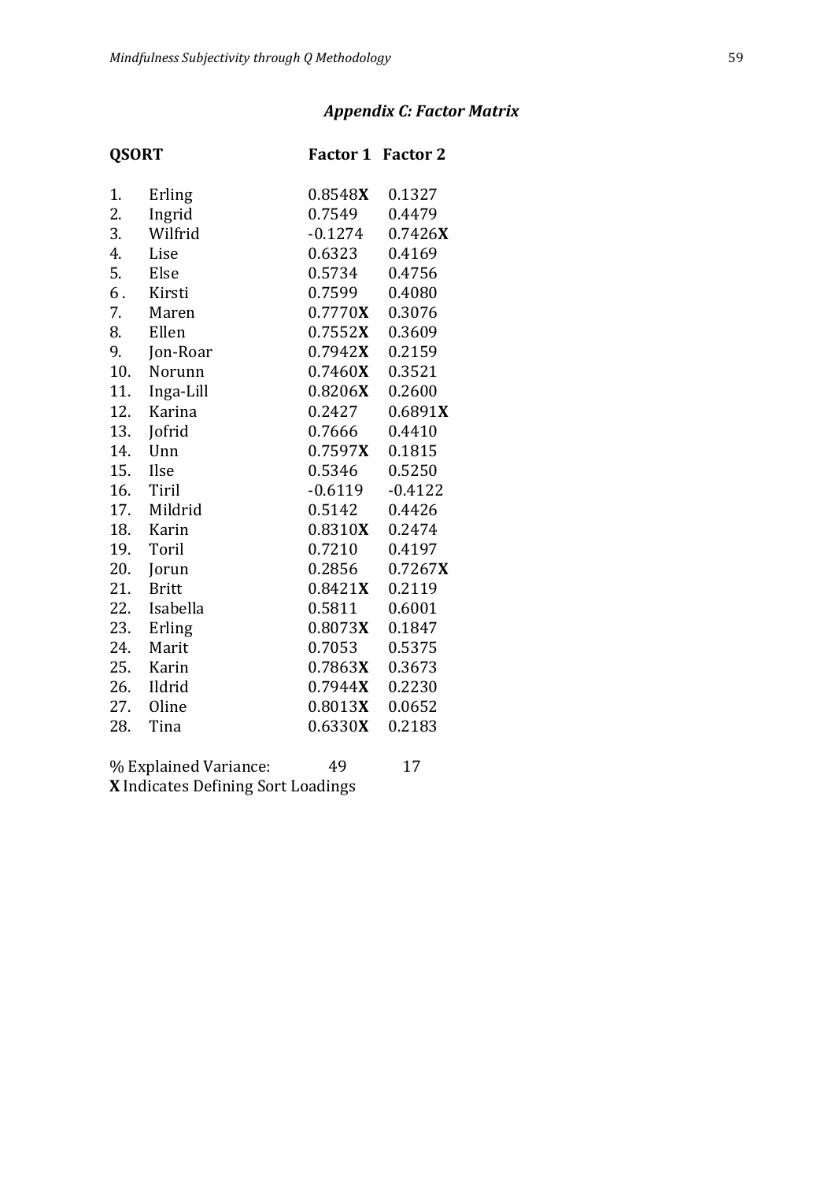## *Appendix C: Factor Matrix*

| QSORT | | Factor 1 | Factor 2 |
|---|---|---|---|
| 1. | Erling | 0.8548**X** | 0.1327 |
| 2. | Ingrid | 0.7549 | 0.4479 |
| 3. | Wilfrid | -0.1274 | 0.7426**X** |
| 4. | Lise | 0.6323 | 0.4169 |
| 5. | Else | 0.5734 | 0.4756 |
| 6 . | Kirsti | 0.7599 | 0.4080 |
| 7. | Maren | 0.7770**X** | 0.3076 |
| 8. | Ellen | 0.7552**X** | 0.3609 |
| 9. | Jon-Roar | 0.7942**X** | 0.2159 |
| 10. | Norunn | 0.7460**X** | 0.3521 |
| 11. | Inga-Lill | 0.8206**X** | 0.2600 |
| 12. | Karina | 0.2427 | 0.6891**X** |
| 13. | Jofrid | 0.7666 | 0.4410 |
| 14. | Unn | 0.7597**X** | 0.1815 |
| 15. | Ilse | 0.5346 | 0.5250 |
| 16. | Tiril | -0.6119 | -0.4122 |
| 17. | Mildrid | 0.5142 | 0.4426 |
| 18. | Karin | 0.8310**X** | 0.2474 |
| 19. | Toril | 0.7210 | 0.4197 |
| 20. | Jorun | 0.2856 | 0.7267**X** |
| 21. | Britt | 0.8421**X** | 0.2119 |
| 22. | Isabella | 0.5811 | 0.6001 |
| 23. | Erling | 0.8073**X** | 0.1847 |
| 24. | Marit | 0.7053 | 0.5375 |
| 25. | Karin | 0.7863**X** | 0.3673 |
| 26. | Ildrid | 0.7944**X** | 0.2230 |
| 27. | Oline | 0.8013**X** | 0.0652 |
| 28. | Tina | 0.6330**X** | 0.2183 |
| % Explained Variance: | | 49 | 17 |

**X** Indicates Defining Sort Loadings